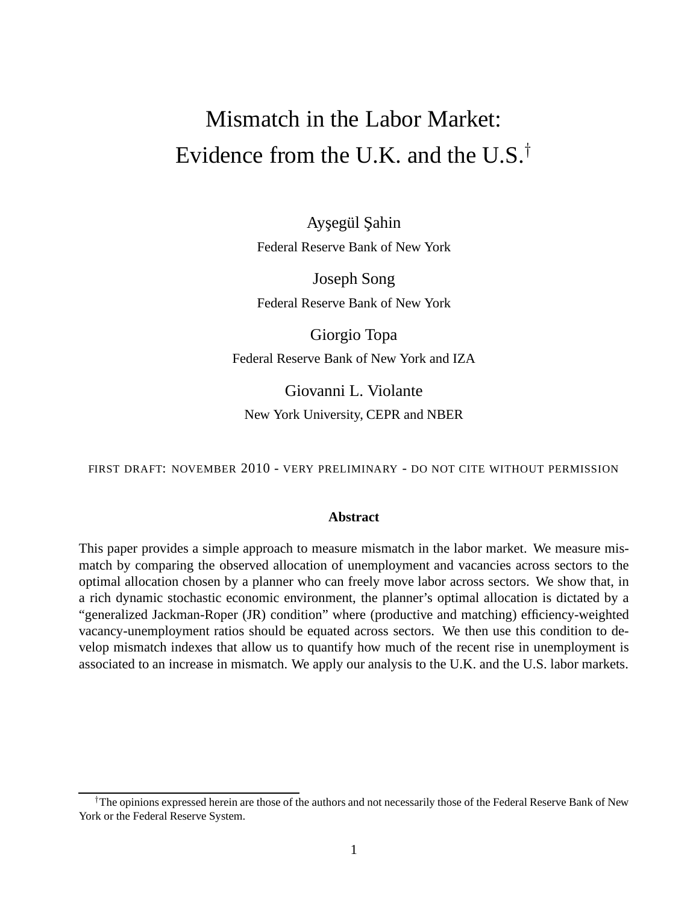# Mismatch in the Labor Market: Evidence from the U.K. and the U.S.[†]

Ayşegül Şahin
Federal Reserve Bank of New York

Joseph Song
Federal Reserve Bank of New York

Giorgio Topa
Federal Reserve Bank of New York and IZA

Giovanni L. Violante
New York University, CEPR and NBER

FIRST DRAFT: NOVEMBER 2010 - VERY PRELIMINARY - DO NOT CITE WITHOUT PERMISSION

**Abstract**

This paper provides a simple approach to measure mismatch in the labor market. We measure mismatch by comparing the observed allocation of unemployment and vacancies across sectors to the optimal allocation chosen by a planner who can freely move labor across sectors. We show that, in a rich dynamic stochastic economic environment, the planner's optimal allocation is dictated by a "generalized Jackman-Roper (JR) condition" where (productive and matching) efficiency-weighted vacancy-unemployment ratios should be equated across sectors. We then use this condition to develop mismatch indexes that allow us to quantify how much of the recent rise in unemployment is associated to an increase in mismatch. We apply our analysis to the U.K. and the U.S. labor markets.

[†] The opinions expressed herein are those of the authors and not necessarily those of the Federal Reserve Bank of New York or the Federal Reserve System.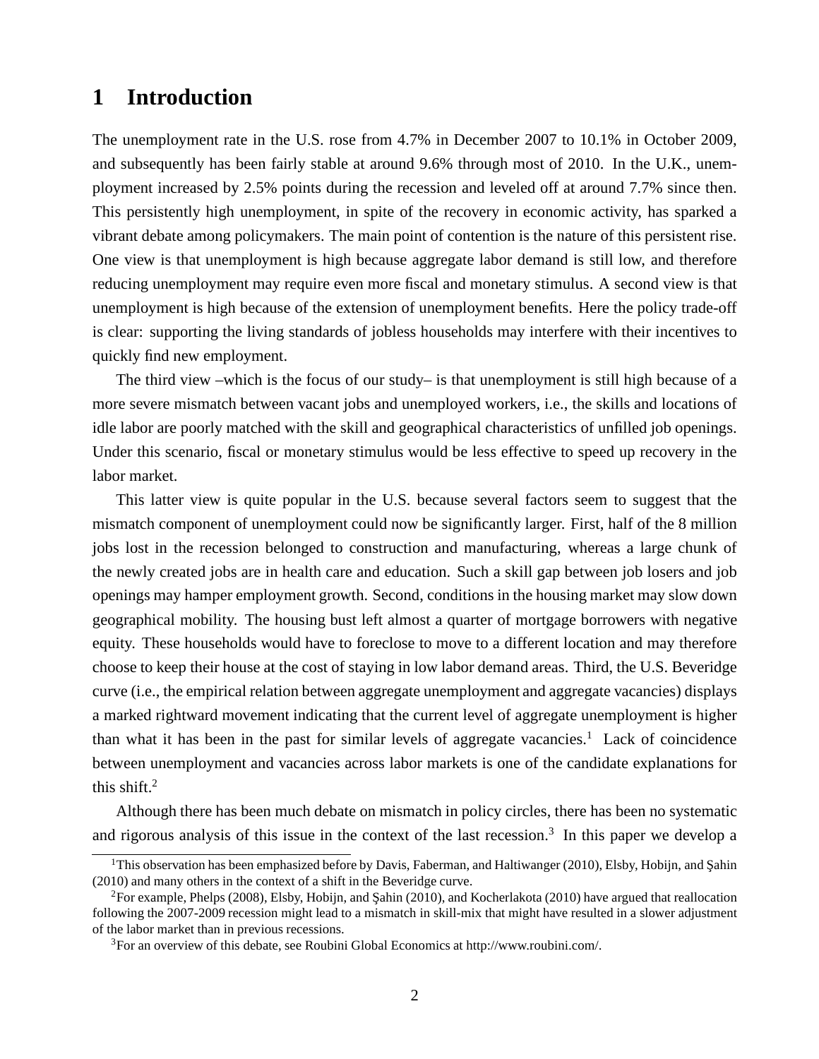# 1 Introduction

The unemployment rate in the U.S. rose from 4.7% in December 2007 to 10.1% in October 2009, and subsequently has been fairly stable at around 9.6% through most of 2010. In the U.K., unemployment increased by 2.5% points during the recession and leveled off at around 7.7% since then. This persistently high unemployment, in spite of the recovery in economic activity, has sparked a vibrant debate among policymakers. The main point of contention is the nature of this persistent rise. One view is that unemployment is high because aggregate labor demand is still low, and therefore reducing unemployment may require even more fiscal and monetary stimulus. A second view is that unemployment is high because of the extension of unemployment benefits. Here the policy trade-off is clear: supporting the living standards of jobless households may interfere with their incentives to quickly find new employment.

The third view –which is the focus of our study– is that unemployment is still high because of a more severe mismatch between vacant jobs and unemployed workers, i.e., the skills and locations of idle labor are poorly matched with the skill and geographical characteristics of unfilled job openings. Under this scenario, fiscal or monetary stimulus would be less effective to speed up recovery in the labor market.

This latter view is quite popular in the U.S. because several factors seem to suggest that the mismatch component of unemployment could now be significantly larger. First, half of the 8 million jobs lost in the recession belonged to construction and manufacturing, whereas a large chunk of the newly created jobs are in health care and education. Such a skill gap between job losers and job openings may hamper employment growth. Second, conditions in the housing market may slow down geographical mobility. The housing bust left almost a quarter of mortgage borrowers with negative equity. These households would have to foreclose to move to a different location and may therefore choose to keep their house at the cost of staying in low labor demand areas. Third, the U.S. Beveridge curve (i.e., the empirical relation between aggregate unemployment and aggregate vacancies) displays a marked rightward movement indicating that the current level of aggregate unemployment is higher than what it has been in the past for similar levels of aggregate vacancies.[1] Lack of coincidence between unemployment and vacancies across labor markets is one of the candidate explanations for this shift.[2]

Although there has been much debate on mismatch in policy circles, there has been no systematic and rigorous analysis of this issue in the context of the last recession.[3] In this paper we develop a

[1] This observation has been emphasized before by Davis, Faberman, and Haltiwanger (2010), Elsby, Hobijn, and Şahin (2010) and many others in the context of a shift in the Beveridge curve.

[2] For example, Phelps (2008), Elsby, Hobijn, and Şahin (2010), and Kocherlakota (2010) have argued that reallocation following the 2007-2009 recession might lead to a mismatch in skill-mix that might have resulted in a slower adjustment of the labor market than in previous recessions.

[3] For an overview of this debate, see Roubini Global Economics at http://www.roubini.com/.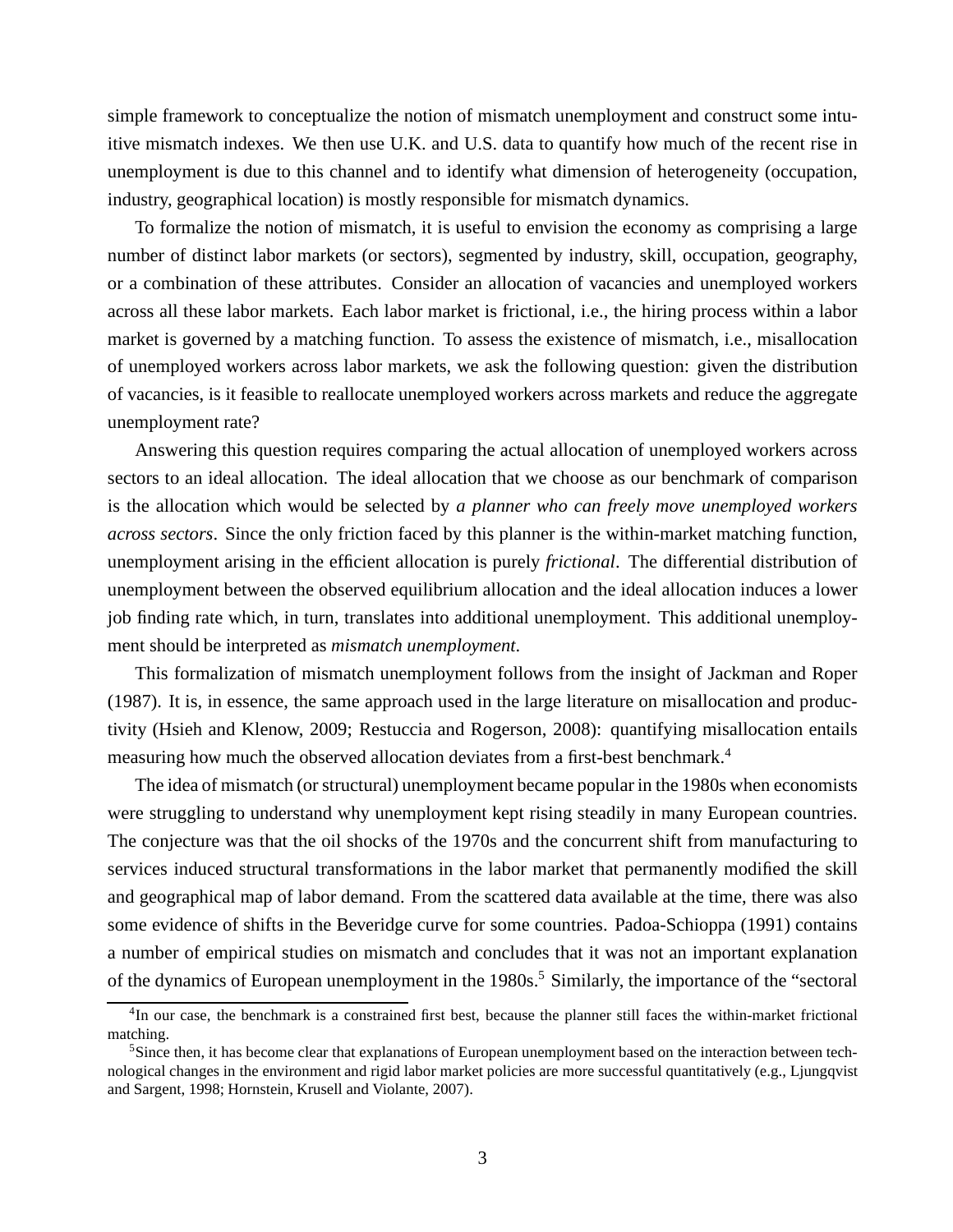simple framework to conceptualize the notion of mismatch unemployment and construct some intuitive mismatch indexes. We then use U.K. and U.S. data to quantify how much of the recent rise in unemployment is due to this channel and to identify what dimension of heterogeneity (occupation, industry, geographical location) is mostly responsible for mismatch dynamics.

To formalize the notion of mismatch, it is useful to envision the economy as comprising a large number of distinct labor markets (or sectors), segmented by industry, skill, occupation, geography, or a combination of these attributes. Consider an allocation of vacancies and unemployed workers across all these labor markets. Each labor market is frictional, i.e., the hiring process within a labor market is governed by a matching function. To assess the existence of mismatch, i.e., misallocation of unemployed workers across labor markets, we ask the following question: given the distribution of vacancies, is it feasible to reallocate unemployed workers across markets and reduce the aggregate unemployment rate?

Answering this question requires comparing the actual allocation of unemployed workers across sectors to an ideal allocation. The ideal allocation that we choose as our benchmark of comparison is the allocation which would be selected by *a planner who can freely move unemployed workers across sectors*. Since the only friction faced by this planner is the within-market matching function, unemployment arising in the efficient allocation is purely *frictional*. The differential distribution of unemployment between the observed equilibrium allocation and the ideal allocation induces a lower job finding rate which, in turn, translates into additional unemployment. This additional unemployment should be interpreted as *mismatch unemployment*.

This formalization of mismatch unemployment follows from the insight of Jackman and Roper (1987). It is, in essence, the same approach used in the large literature on misallocation and productivity (Hsieh and Klenow, 2009; Restuccia and Rogerson, 2008): quantifying misallocation entails measuring how much the observed allocation deviates from a first-best benchmark.[4]

The idea of mismatch (or structural) unemployment became popular in the 1980s when economists were struggling to understand why unemployment kept rising steadily in many European countries. The conjecture was that the oil shocks of the 1970s and the concurrent shift from manufacturing to services induced structural transformations in the labor market that permanently modified the skill and geographical map of labor demand. From the scattered data available at the time, there was also some evidence of shifts in the Beveridge curve for some countries. Padoa-Schioppa (1991) contains a number of empirical studies on mismatch and concludes that it was not an important explanation of the dynamics of European unemployment in the 1980s.[5] Similarly, the importance of the "sectoral

---

[4] In our case, the benchmark is a constrained first best, because the planner still faces the within-market frictional matching.

[5] Since then, it has become clear that explanations of European unemployment based on the interaction between technological changes in the environment and rigid labor market policies are more successful quantitatively (e.g., Ljungqvist and Sargent, 1998; Hornstein, Krusell and Violante, 2007).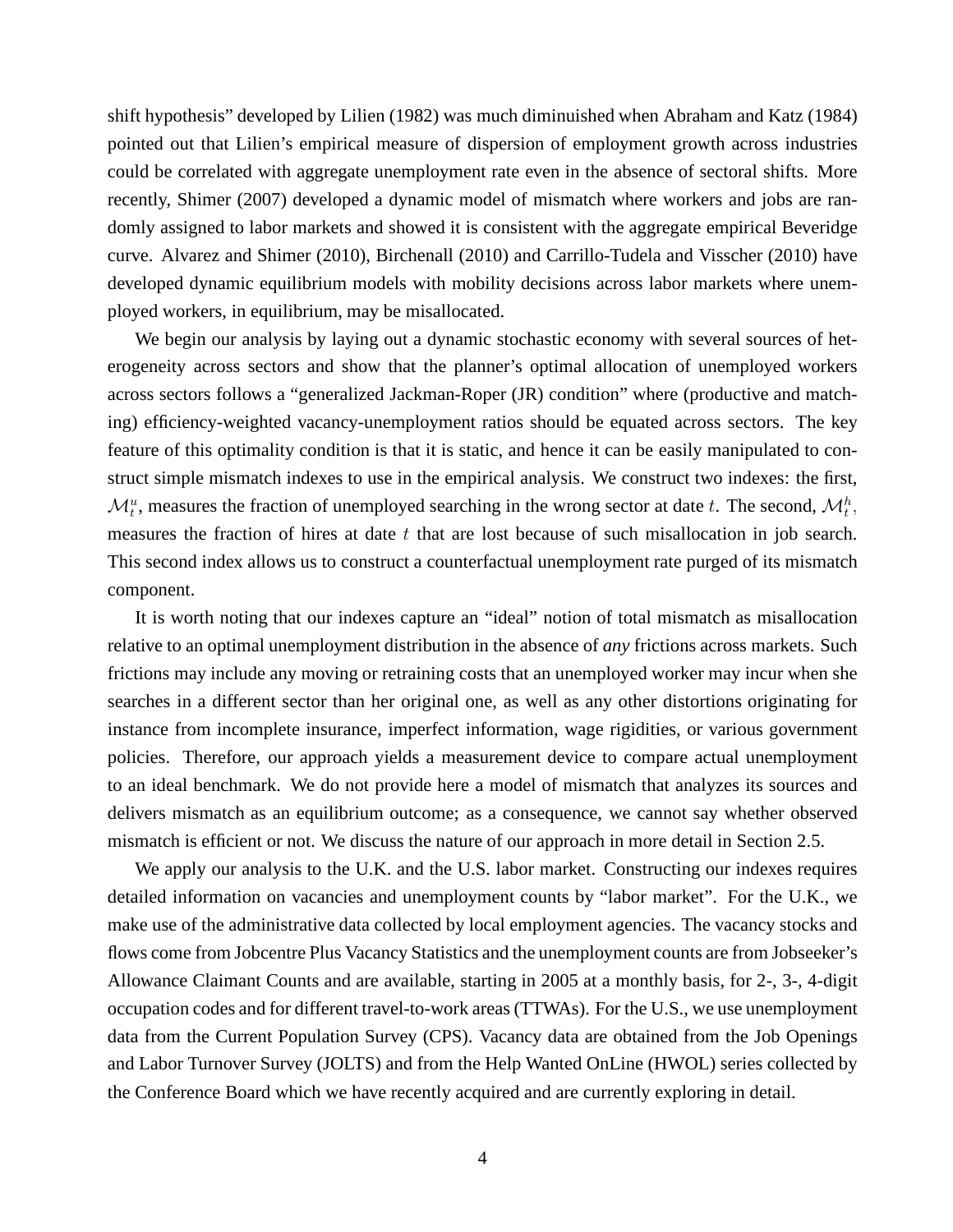shift hypothesis" developed by Lilien (1982) was much diminished when Abraham and Katz (1984) pointed out that Lilien's empirical measure of dispersion of employment growth across industries could be correlated with aggregate unemployment rate even in the absence of sectoral shifts. More recently, Shimer (2007) developed a dynamic model of mismatch where workers and jobs are randomly assigned to labor markets and showed it is consistent with the aggregate empirical Beveridge curve. Alvarez and Shimer (2010), Birchenall (2010) and Carrillo-Tudela and Visscher (2010) have developed dynamic equilibrium models with mobility decisions across labor markets where unemployed workers, in equilibrium, may be misallocated.

We begin our analysis by laying out a dynamic stochastic economy with several sources of heterogeneity across sectors and show that the planner's optimal allocation of unemployed workers across sectors follows a "generalized Jackman-Roper (JR) condition" where (productive and matching) efficiency-weighted vacancy-unemployment ratios should be equated across sectors. The key feature of this optimality condition is that it is static, and hence it can be easily manipulated to construct simple mismatch indexes to use in the empirical analysis. We construct two indexes: the first, $\mathcal{M}_t^u$, measures the fraction of unemployed searching in the wrong sector at date $t$. The second, $\mathcal{M}_t^h$, measures the fraction of hires at date $t$ that are lost because of such misallocation in job search. This second index allows us to construct a counterfactual unemployment rate purged of its mismatch component.

It is worth noting that our indexes capture an "ideal" notion of total mismatch as misallocation relative to an optimal unemployment distribution in the absence of *any* frictions across markets. Such frictions may include any moving or retraining costs that an unemployed worker may incur when she searches in a different sector than her original one, as well as any other distortions originating for instance from incomplete insurance, imperfect information, wage rigidities, or various government policies. Therefore, our approach yields a measurement device to compare actual unemployment to an ideal benchmark. We do not provide here a model of mismatch that analyzes its sources and delivers mismatch as an equilibrium outcome; as a consequence, we cannot say whether observed mismatch is efficient or not. We discuss the nature of our approach in more detail in Section 2.5.

We apply our analysis to the U.K. and the U.S. labor market. Constructing our indexes requires detailed information on vacancies and unemployment counts by "labor market". For the U.K., we make use of the administrative data collected by local employment agencies. The vacancy stocks and flows come from Jobcentre Plus Vacancy Statistics and the unemployment counts are from Jobseeker's Allowance Claimant Counts and are available, starting in 2005 at a monthly basis, for 2-, 3-, 4-digit occupation codes and for different travel-to-work areas (TTWAs). For the U.S., we use unemployment data from the Current Population Survey (CPS). Vacancy data are obtained from the Job Openings and Labor Turnover Survey (JOLTS) and from the Help Wanted OnLine (HWOL) series collected by the Conference Board which we have recently acquired and are currently exploring in detail.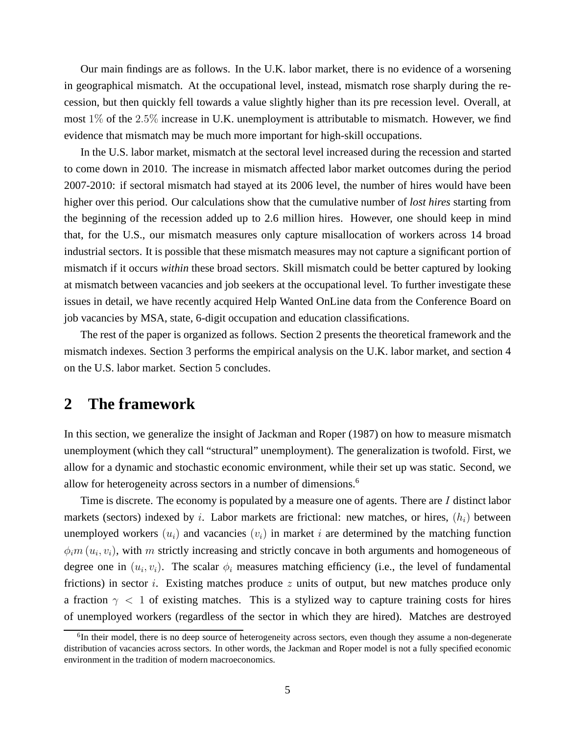Our main findings are as follows. In the U.K. labor market, there is no evidence of a worsening in geographical mismatch. At the occupational level, instead, mismatch rose sharply during the recession, but then quickly fell towards a value slightly higher than its pre recession level. Overall, at most $1\%$ of the $2.5\%$ increase in U.K. unemployment is attributable to mismatch. However, we find evidence that mismatch may be much more important for high-skill occupations.

In the U.S. labor market, mismatch at the sectoral level increased during the recession and started to come down in 2010. The increase in mismatch affected labor market outcomes during the period 2007-2010: if sectoral mismatch had stayed at its 2006 level, the number of hires would have been higher over this period. Our calculations show that the cumulative number of *lost hires* starting from the beginning of the recession added up to 2.6 million hires. However, one should keep in mind that, for the U.S., our mismatch measures only capture misallocation of workers across 14 broad industrial sectors. It is possible that these mismatch measures may not capture a significant portion of mismatch if it occurs *within* these broad sectors. Skill mismatch could be better captured by looking at mismatch between vacancies and job seekers at the occupational level. To further investigate these issues in detail, we have recently acquired Help Wanted OnLine data from the Conference Board on job vacancies by MSA, state, 6-digit occupation and education classifications.

The rest of the paper is organized as follows. Section 2 presents the theoretical framework and the mismatch indexes. Section 3 performs the empirical analysis on the U.K. labor market, and section 4 on the U.S. labor market. Section 5 concludes.

## 2 The framework

In this section, we generalize the insight of Jackman and Roper (1987) on how to measure mismatch unemployment (which they call "structural" unemployment). The generalization is twofold. First, we allow for a dynamic and stochastic economic environment, while their set up was static. Second, we allow for heterogeneity across sectors in a number of dimensions.[6]

Time is discrete. The economy is populated by a measure one of agents. There are $I$ distinct labor markets (sectors) indexed by $i$. Labor markets are frictional: new matches, or hires, $(h_i)$ between unemployed workers $(u_i)$ and vacancies $(v_i)$ in market $i$ are determined by the matching function $\phi_i m(u_i, v_i)$, with $m$ strictly increasing and strictly concave in both arguments and homogeneous of degree one in $(u_i, v_i)$. The scalar $\phi_i$ measures matching efficiency (i.e., the level of fundamental frictions) in sector $i$. Existing matches produce $z$ units of output, but new matches produce only a fraction $\gamma < 1$ of existing matches. This is a stylized way to capture training costs for hires of unemployed workers (regardless of the sector in which they are hired). Matches are destroyed

[6] In their model, there is no deep source of heterogeneity across sectors, even though they assume a non-degenerate distribution of vacancies across sectors. In other words, the Jackman and Roper model is not a fully specified economic environment in the tradition of modern macroeconomics.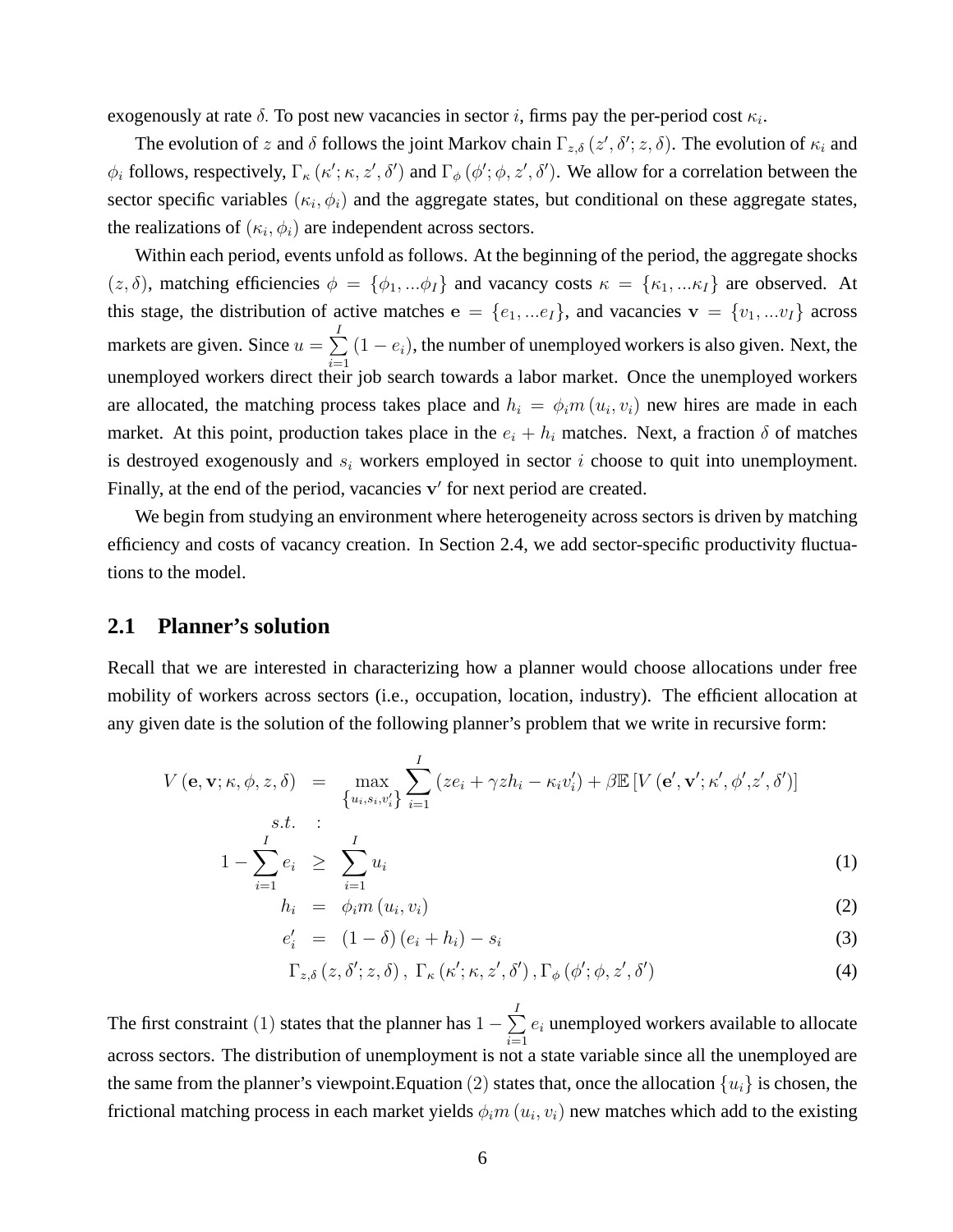exogenously at rate $\delta$. To post new vacancies in sector $i$, firms pay the per-period cost $\kappa_i$.

The evolution of $z$ and $\delta$ follows the joint Markov chain $\Gamma_{z,\delta}(z', \delta'; z, \delta)$. The evolution of $\kappa_i$ and $\phi_i$ follows, respectively, $\Gamma_\kappa(\kappa'; \kappa, z', \delta')$ and $\Gamma_\phi(\phi'; \phi, z', \delta')$. We allow for a correlation between the sector specific variables $(\kappa_i, \phi_i)$ and the aggregate states, but conditional on these aggregate states, the realizations of $(\kappa_i, \phi_i)$ are independent across sectors.

Within each period, events unfold as follows. At the beginning of the period, the aggregate shocks $(z, \delta)$, matching efficiencies $\phi = \{\phi_1, ...\phi_I\}$ and vacancy costs $\kappa = \{\kappa_1, ...\kappa_I\}$ are observed. At this stage, the distribution of active matches $\mathbf{e} = \{e_1, ...e_I\}$, and vacancies $\mathbf{v} = \{v_1, ...v_I\}$ across markets are given. Since $u = \sum_{i=1}^{I}(1 - e_i)$, the number of unemployed workers is also given. Next, the unemployed workers direct their job search towards a labor market. Once the unemployed workers are allocated, the matching process takes place and $h_i = \phi_i m(u_i, v_i)$ new hires are made in each market. At this point, production takes place in the $e_i + h_i$ matches. Next, a fraction $\delta$ of matches is destroyed exogenously and $s_i$ workers employed in sector $i$ choose to quit into unemployment. Finally, at the end of the period, vacancies $\mathbf{v}'$ for next period are created.

We begin from studying an environment where heterogeneity across sectors is driven by matching efficiency and costs of vacancy creation. In Section 2.4, we add sector-specific productivity fluctuations to the model.

## 2.1 Planner's solution

Recall that we are interested in characterizing how a planner would choose allocations under free mobility of workers across sectors (i.e., occupation, location, industry). The efficient allocation at any given date is the solution of the following planner's problem that we write in recursive form:

$$
V(\mathbf{e}, \mathbf{v}; \kappa, \phi, z, \delta) = \max_{\{u_i, s_i, v_i'\}} \sum_{i=1}^{I} (z e_i + \gamma z h_i - \kappa_i v_i') + \beta \mathbb{E}\left[V(\mathbf{e}', \mathbf{v}'; \kappa', \phi', z', \delta')\right]
$$

$s.t.$ :

$$
1 - \sum_{i=1}^{I} e_i \geq \sum_{i=1}^{I} u_i \tag{1}
$$

$$
h_i = \phi_i m(u_i, v_i) \tag{2}
$$

$$
e_i' = (1 - \delta)(e_i + h_i) - s_i \tag{3}
$$

$$
\Gamma_{z,\delta}(z, \delta'; z, \delta), \ \Gamma_\kappa(\kappa'; \kappa, z', \delta'), \Gamma_\phi(\phi'; \phi, z', \delta') \tag{4}
$$

The first constraint $(1)$ states that the planner has $1 - \sum_{i=1}^{I} e_i$ unemployed workers available to allocate across sectors. The distribution of unemployment is not a state variable since all the unemployed are the same from the planner's viewpoint.Equation $(2)$ states that, once the allocation $\{u_i\}$ is chosen, the frictional matching process in each market yields $\phi_i m(u_i, v_i)$ new matches which add to the existing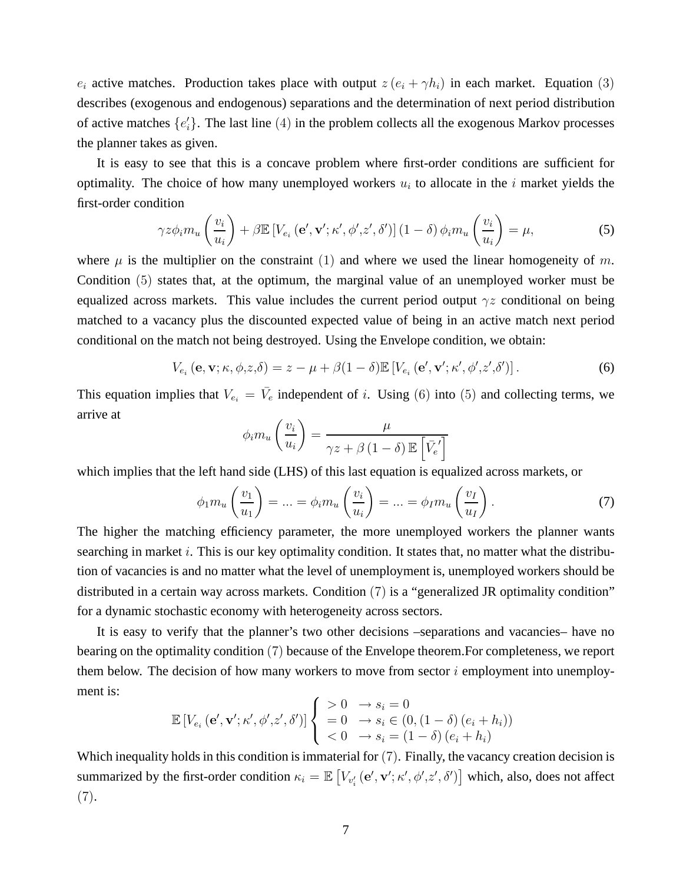$e_i$ active matches. Production takes place with output $z\left(e_i + \gamma h_i\right)$ in each market. Equation $(3)$ describes (exogenous and endogenous) separations and the determination of next period distribution of active matches $\{e_i'\}$. The last line $(4)$ in the problem collects all the exogenous Markov processes the planner takes as given.

It is easy to see that this is a concave problem where first-order conditions are sufficient for optimality. The choice of how many unemployed workers $u_i$ to allocate in the $i$ market yields the first-order condition

$$\gamma z \phi_i m_u\left(\frac{v_i}{u_i}\right) + \beta \mathbb{E}\left[V_{e_i}\left(\mathbf{e}', \mathbf{v}'; \kappa', \phi', z', \delta'\right)\right](1-\delta)\,\phi_i m_u\left(\frac{v_i}{u_i}\right) = \mu, \tag{5}$$

where $\mu$ is the multiplier on the constraint $(1)$ and where we used the linear homogeneity of $m$. Condition $(5)$ states that, at the optimum, the marginal value of an unemployed worker must be equalized across markets. This value includes the current period output $\gamma z$ conditional on being matched to a vacancy plus the discounted expected value of being in an active match next period conditional on the match not being destroyed. Using the Envelope condition, we obtain:

$$V_{e_i}\left(\mathbf{e}, \mathbf{v}; \kappa, \phi, z, \delta\right) = z - \mu + \beta(1-\delta)\mathbb{E}\left[V_{e_i}\left(\mathbf{e}', \mathbf{v}'; \kappa', \phi', z', \delta'\right)\right]. \tag{6}$$

This equation implies that $V_{e_i} = \bar{V}_e$ independent of $i$. Using $(6)$ into $(5)$ and collecting terms, we arrive at

$$\phi_i m_u\left(\frac{v_i}{u_i}\right) = \frac{\mu}{\gamma z + \beta\left(1-\delta\right)\mathbb{E}\left[\bar{V}_e{}'\right]}$$

which implies that the left hand side (LHS) of this last equation is equalized across markets, or

$$\phi_1 m_u\left(\frac{v_1}{u_1}\right) = \ldots = \phi_i m_u\left(\frac{v_i}{u_i}\right) = \ldots = \phi_I m_u\left(\frac{v_I}{u_I}\right). \tag{7}$$

The higher the matching efficiency parameter, the more unemployed workers the planner wants searching in market $i$. This is our key optimality condition. It states that, no matter what the distribution of vacancies is and no matter what the level of unemployment is, unemployed workers should be distributed in a certain way across markets. Condition $(7)$ is a "generalized JR optimality condition" for a dynamic stochastic economy with heterogeneity across sectors.

It is easy to verify that the planner's two other decisions –separations and vacancies– have no bearing on the optimality condition $(7)$ because of the Envelope theorem.For completeness, we report them below. The decision of how many workers to move from sector $i$ employment into unemployment is:

$$\mathbb{E}\left[V_{e_i}\left(\mathbf{e}', \mathbf{v}'; \kappa', \phi', z', \delta'\right)\right] \begin{cases} > 0 & \rightarrow s_i = 0 \\ = 0 & \rightarrow s_i \in \left(0, (1-\delta)\left(e_i + h_i\right)\right) \\ < 0 & \rightarrow s_i = (1-\delta)\left(e_i + h_i\right) \end{cases}$$

Which inequality holds in this condition is immaterial for $(7)$. Finally, the vacancy creation decision is summarized by the first-order condition $\kappa_i = \mathbb{E}\left[V_{v_i'}\left(\mathbf{e}', \mathbf{v}'; \kappa', \phi', z', \delta'\right)\right]$ which, also, does not affect $(7)$.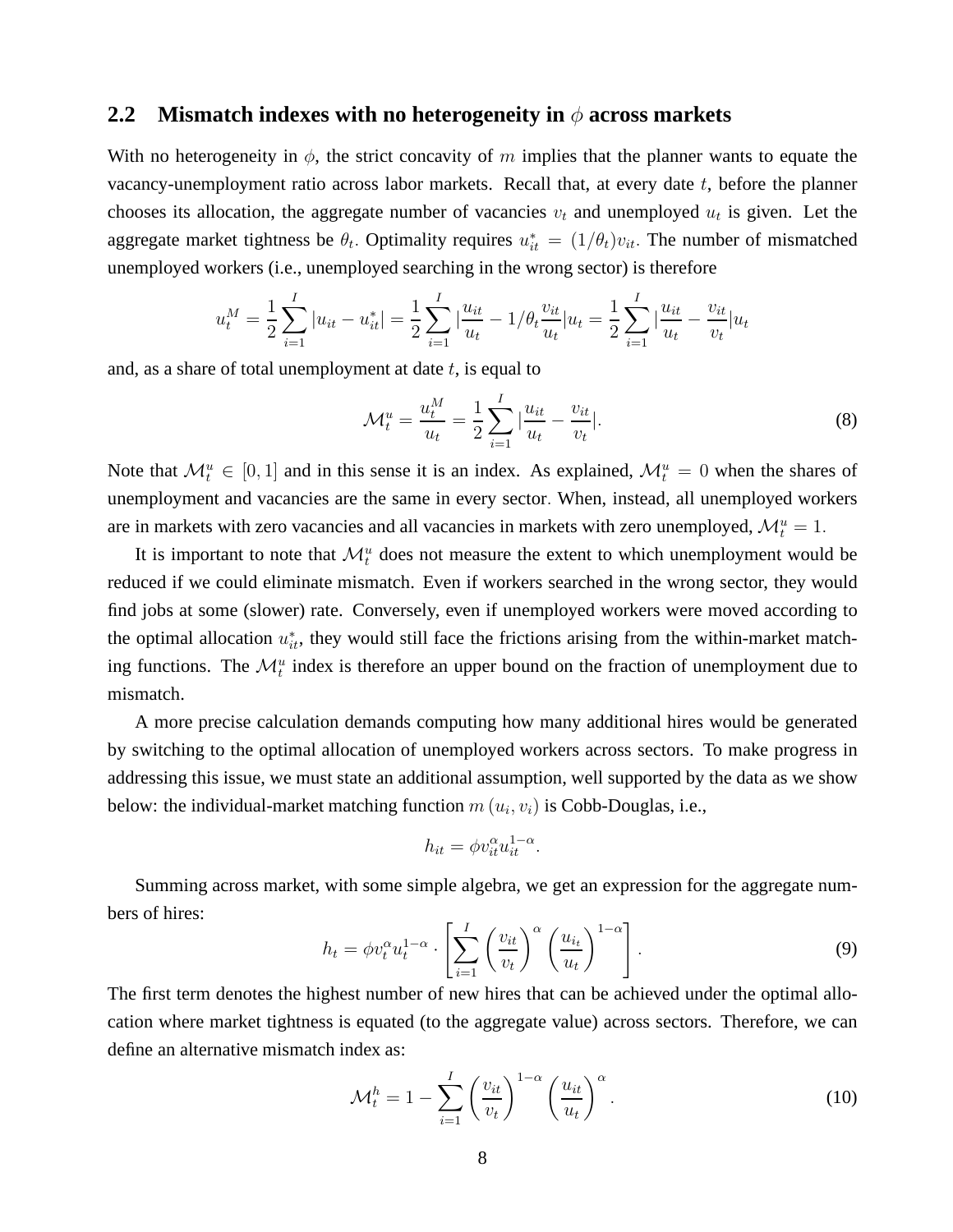## 2.2 Mismatch indexes with no heterogeneity in $\phi$ across markets

With no heterogeneity in $\phi$, the strict concavity of $m$ implies that the planner wants to equate the vacancy-unemployment ratio across labor markets. Recall that, at every date $t$, before the planner chooses its allocation, the aggregate number of vacancies $v_t$ and unemployed $u_t$ is given. Let the aggregate market tightness be $\theta_t$. Optimality requires $u_{it}^* = (1/\theta_t)v_{it}$. The number of mismatched unemployed workers (i.e., unemployed searching in the wrong sector) is therefore

$$u_t^M = \frac{1}{2}\sum_{i=1}^{I}|u_{it} - u_{it}^*| = \frac{1}{2}\sum_{i=1}^{I}|\frac{u_{it}}{u_t} - 1/\theta_t\frac{v_{it}}{u_t}|u_t = \frac{1}{2}\sum_{i=1}^{I}|\frac{u_{it}}{u_t} - \frac{v_{it}}{v_t}|u_t$$

and, as a share of total unemployment at date $t$, is equal to

$$\mathcal{M}_t^u = \frac{u_t^M}{u_t} = \frac{1}{2}\sum_{i=1}^{I}|\frac{u_{it}}{u_t} - \frac{v_{it}}{v_t}|. \tag{8}$$

Note that $\mathcal{M}_t^u \in [0,1]$ and in this sense it is an index. As explained, $\mathcal{M}_t^u = 0$ when the shares of unemployment and vacancies are the same in every sector. When, instead, all unemployed workers are in markets with zero vacancies and all vacancies in markets with zero unemployed, $\mathcal{M}_t^u = 1$.

It is important to note that $\mathcal{M}_t^u$ does not measure the extent to which unemployment would be reduced if we could eliminate mismatch. Even if workers searched in the wrong sector, they would find jobs at some (slower) rate. Conversely, even if unemployed workers were moved according to the optimal allocation $u_{it}^*$, they would still face the frictions arising from the within-market matching functions. The $\mathcal{M}_t^u$ index is therefore an upper bound on the fraction of unemployment due to mismatch.

A more precise calculation demands computing how many additional hires would be generated by switching to the optimal allocation of unemployed workers across sectors. To make progress in addressing this issue, we must state an additional assumption, well supported by the data as we show below: the individual-market matching function $m(u_i, v_i)$ is Cobb-Douglas, i.e.,

$$h_{it} = \phi v_{it}^{\alpha} u_{it}^{1-\alpha}.$$

Summing across market, with some simple algebra, we get an expression for the aggregate numbers of hires:

$$h_t = \phi v_t^{\alpha} u_t^{1-\alpha} \cdot \left[\sum_{i=1}^{I}\left(\frac{v_{it}}{v_t}\right)^{\alpha}\left(\frac{u_{it}}{u_t}\right)^{1-\alpha}\right]. \tag{9}$$

The first term denotes the highest number of new hires that can be achieved under the optimal allocation where market tightness is equated (to the aggregate value) across sectors. Therefore, we can define an alternative mismatch index as:

$$\mathcal{M}_t^h = 1 - \sum_{i=1}^{I}\left(\frac{v_{it}}{v_t}\right)^{1-\alpha}\left(\frac{u_{it}}{u_t}\right)^{\alpha}. \tag{10}$$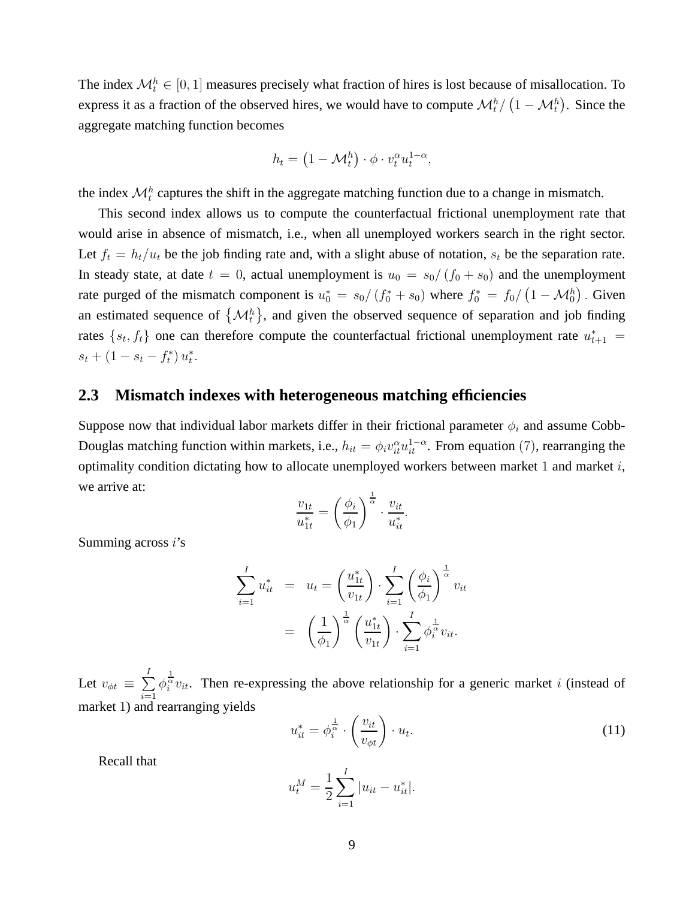The index $\mathcal{M}_t^h \in [0, 1]$ measures precisely what fraction of hires is lost because of misallocation. To express it as a fraction of the observed hires, we would have to compute $\mathcal{M}_t^h / \left(1 - \mathcal{M}_t^h\right)$. Since the aggregate matching function becomes

$$h_t = \left(1 - \mathcal{M}_t^h\right) \cdot \phi \cdot v_t^{\alpha} u_t^{1-\alpha},$$

the index $\mathcal{M}_t^h$ captures the shift in the aggregate matching function due to a change in mismatch.

This second index allows us to compute the counterfactual frictional unemployment rate that would arise in absence of mismatch, i.e., when all unemployed workers search in the right sector. Let $f_t = h_t/u_t$ be the job finding rate and, with a slight abuse of notation, $s_t$ be the separation rate. In steady state, at date $t = 0$, actual unemployment is $u_0 = s_0 / (f_0 + s_0)$ and the unemployment rate purged of the mismatch component is $u_0^* = s_0 / (f_0^* + s_0)$ where $f_0^* = f_0 / \left(1 - \mathcal{M}_0^h\right)$. Given an estimated sequence of $\left\{\mathcal{M}_t^h\right\}$, and given the observed sequence of separation and job finding rates $\{s_t, f_t\}$ one can therefore compute the counterfactual frictional unemployment rate $u_{t+1}^* = s_t + (1 - s_t - f_t^*) u_t^*$.

## 2.3 Mismatch indexes with heterogeneous matching efficiencies

Suppose now that individual labor markets differ in their frictional parameter $\phi_i$ and assume Cobb-Douglas matching function within markets, i.e., $h_{it} = \phi_i v_{it}^{\alpha} u_{it}^{1-\alpha}$. From equation $(7)$, rearranging the optimality condition dictating how to allocate unemployed workers between market $1$ and market $i$, we arrive at:

$$\frac{v_{1t}}{u_{1t}^*} = \left(\frac{\phi_i}{\phi_1}\right)^{\frac{1}{\alpha}} \cdot \frac{v_{it}}{u_{it}^*}.$$

Summing across $i$'s

$$\begin{aligned}
\sum_{i=1}^{I} u_{it}^* &= u_t = \left(\frac{u_{1t}^*}{v_{1t}}\right) \cdot \sum_{i=1}^{I} \left(\frac{\phi_i}{\phi_1}\right)^{\frac{1}{\alpha}} v_{it} \\
&= \left(\frac{1}{\phi_1}\right)^{\frac{1}{\alpha}} \left(\frac{u_{1t}^*}{v_{1t}}\right) \cdot \sum_{i=1}^{I} \phi_i^{\frac{1}{\alpha}} v_{it}.
\end{aligned}$$

Let $v_{\phi t} \equiv \sum_{i=1}^{I} \phi_i^{\frac{1}{\alpha}} v_{it}$. Then re-expressing the above relationship for a generic market $i$ (instead of market $1$) and rearranging yields

$$u_{it}^* = \phi_i^{\frac{1}{\alpha}} \cdot \left(\frac{v_{it}}{v_{\phi t}}\right) \cdot u_t. \tag{11}$$

Recall that

$$u_t^M = \frac{1}{2} \sum_{i=1}^{I} |u_{it} - u_{it}^*|.$$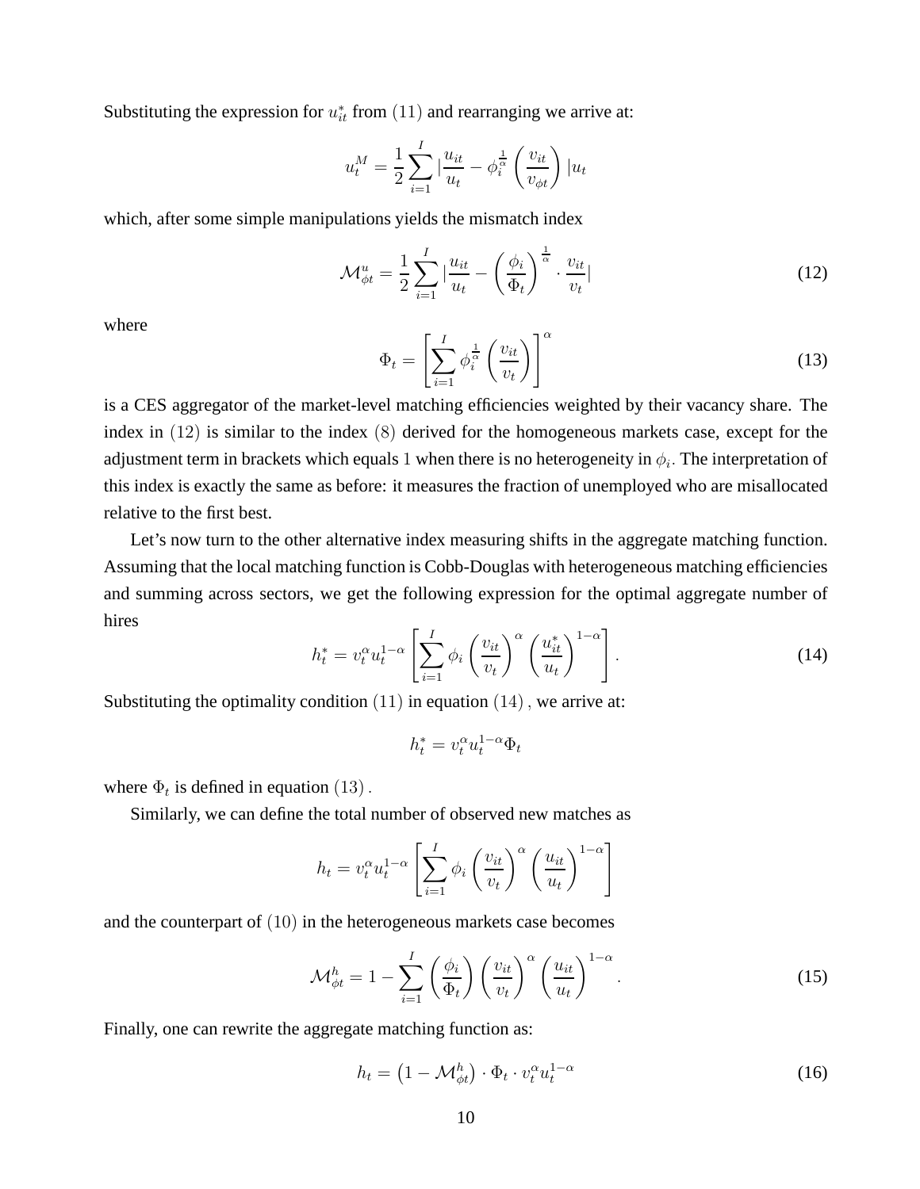Substituting the expression for $u_{it}^*$ from $(11)$ and rearranging we arrive at:

$$u_t^M = \frac{1}{2}\sum_{i=1}^{I} |\frac{u_{it}}{u_t} - \phi_i^{\frac{1}{\alpha}} \left(\frac{v_{it}}{v_{\phi t}}\right)| u_t$$

which, after some simple manipulations yields the mismatch index

$$\mathcal{M}_{\phi t}^u = \frac{1}{2}\sum_{i=1}^{I} |\frac{u_{it}}{u_t} - \left(\frac{\phi_i}{\Phi_t}\right)^{\frac{1}{\alpha}} \cdot \frac{v_{it}}{v_t}| \tag{12}$$

where

$$\Phi_t = \left[\sum_{i=1}^{I} \phi_i^{\frac{1}{\alpha}} \left(\frac{v_{it}}{v_t}\right)\right]^{\alpha} \tag{13}$$

is a CES aggregator of the market-level matching efficiencies weighted by their vacancy share. The index in $(12)$ is similar to the index $(8)$ derived for the homogeneous markets case, except for the adjustment term in brackets which equals $1$ when there is no heterogeneity in $\phi_i$. The interpretation of this index is exactly the same as before: it measures the fraction of unemployed who are misallocated relative to the first best.

Let's now turn to the other alternative index measuring shifts in the aggregate matching function. Assuming that the local matching function is Cobb-Douglas with heterogeneous matching efficiencies and summing across sectors, we get the following expression for the optimal aggregate number of hires

$$h_t^* = v_t^{\alpha} u_t^{1-\alpha} \left[\sum_{i=1}^{I} \phi_i \left(\frac{v_{it}}{v_t}\right)^{\alpha} \left(\frac{u_{it}^*}{u_t}\right)^{1-\alpha}\right]. \tag{14}$$

Substituting the optimality condition $(11)$ in equation $(14)$, we arrive at:

$$h_t^* = v_t^{\alpha} u_t^{1-\alpha} \Phi_t$$

where $\Phi_t$ is defined in equation $(13)$.

Similarly, we can define the total number of observed new matches as

$$h_t = v_t^{\alpha} u_t^{1-\alpha} \left[\sum_{i=1}^{I} \phi_i \left(\frac{v_{it}}{v_t}\right)^{\alpha} \left(\frac{u_{it}}{u_t}\right)^{1-\alpha}\right]$$

and the counterpart of $(10)$ in the heterogeneous markets case becomes

$$\mathcal{M}_{\phi t}^h = 1 - \sum_{i=1}^{I} \left(\frac{\phi_i}{\Phi_t}\right) \left(\frac{v_{it}}{v_t}\right)^{\alpha} \left(\frac{u_{it}}{u_t}\right)^{1-\alpha}. \tag{15}$$

Finally, one can rewrite the aggregate matching function as:

$$h_t = \left(1 - \mathcal{M}_{\phi t}^h\right) \cdot \Phi_t \cdot v_t^{\alpha} u_t^{1-\alpha} \tag{16}$$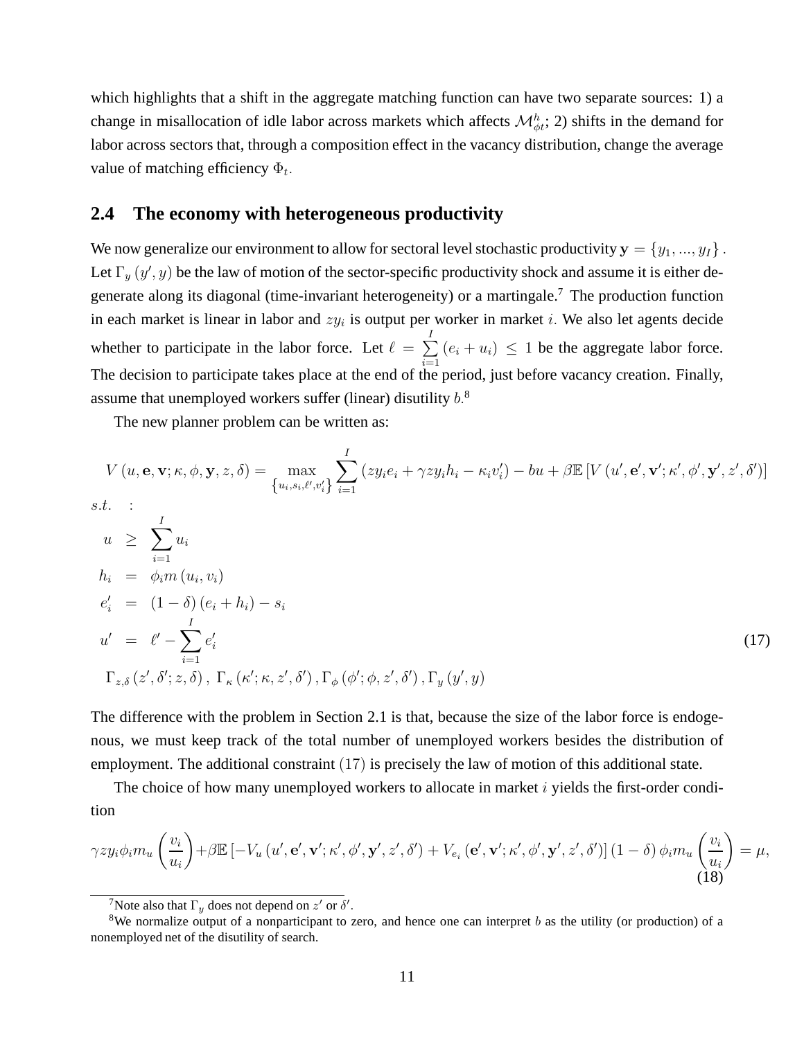which highlights that a shift in the aggregate matching function can have two separate sources: 1) a change in misallocation of idle labor across markets which affects $\mathcal{M}^h_{\phi t}$; 2) shifts in the demand for labor across sectors that, through a composition effect in the vacancy distribution, change the average value of matching efficiency $\Phi_t$.

## 2.4 The economy with heterogeneous productivity

We now generalize our environment to allow for sectoral level stochastic productivity $\mathbf{y} = \{y_1, ..., y_I\}$. Let $\Gamma_y(y', y)$ be the law of motion of the sector-specific productivity shock and assume it is either degenerate along its diagonal (time-invariant heterogeneity) or a martingale.[7] The production function in each market is linear in labor and $zy_i$ is output per worker in market $i$. We also let agents decide whether to participate in the labor force. Let $\ell = \sum_{i=1}^{I}(e_i + u_i) \leq 1$ be the aggregate labor force. The decision to participate takes place at the end of the period, just before vacancy creation. Finally, assume that unemployed workers suffer (linear) disutility $b$.[8]

The new planner problem can be written as:

$$
\begin{aligned}
V(u, \mathbf{e}, \mathbf{v}; \kappa, \phi, \mathbf{y}, z, \delta) &= \max_{\{u_i, s_i, \ell', v_i'\}} \sum_{i=1}^{I} (zy_i e_i + \gamma z y_i h_i - \kappa_i v_i') - bu + \beta \mathbb{E}\left[V(u', \mathbf{e}', \mathbf{v}'; \kappa', \phi', \mathbf{y}', z', \delta')\right] \\
s.t. \quad &: \\
u &\geq \sum_{i=1}^{I} u_i \\
h_i &= \phi_i m(u_i, v_i) \\
e_i' &= (1-\delta)(e_i + h_i) - s_i \\
u' &= \ell' - \sum_{i=1}^{I} e_i' \qquad (17) \\
&\Gamma_{z,\delta}(z', \delta'; z, \delta),\ \Gamma_\kappa(\kappa'; \kappa, z', \delta'), \Gamma_\phi(\phi'; \phi, z', \delta'), \Gamma_y(y', y)
\end{aligned}
$$

The difference with the problem in Section 2.1 is that, because the size of the labor force is endogenous, we must keep track of the total number of unemployed workers besides the distribution of employment. The additional constraint $(17)$ is precisely the law of motion of this additional state.

The choice of how many unemployed workers to allocate in market $i$ yields the first-order condition

$$
\gamma z y_i \phi_i m_u\left(\frac{v_i}{u_i}\right) + \beta \mathbb{E}\left[-V_u(u', \mathbf{e}', \mathbf{v}'; \kappa', \phi', \mathbf{y}', z', \delta') + V_{e_i}(\mathbf{e}', \mathbf{v}'; \kappa', \phi', \mathbf{y}', z', \delta')\right](1-\delta)\phi_i m_u\left(\frac{v_i}{u_i}\right) = \mu, \tag{18}
$$

[7] Note also that $\Gamma_y$ does not depend on $z'$ or $\delta'$.

[8] We normalize output of a nonparticipant to zero, and hence one can interpret $b$ as the utility (or production) of a nonemployed net of the disutility of search.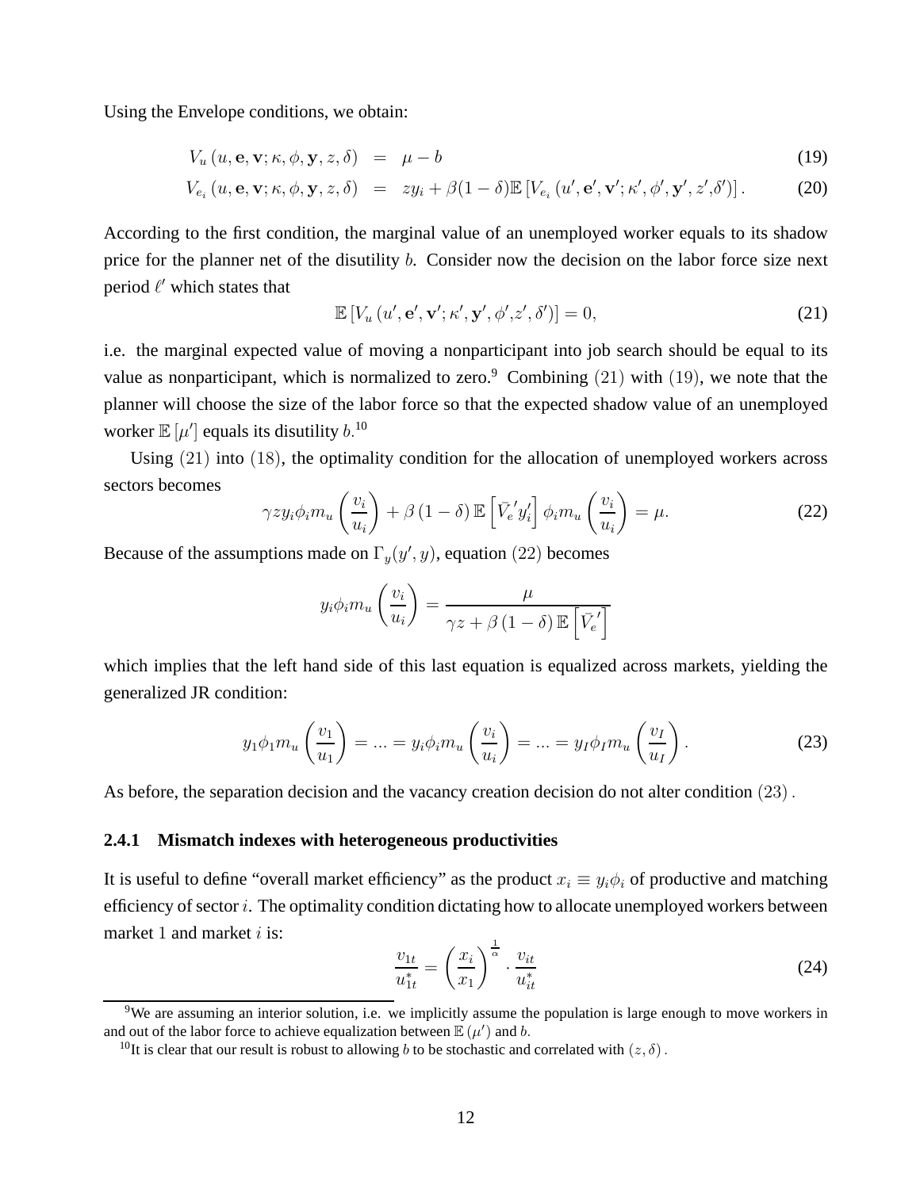Using the Envelope conditions, we obtain:

$$V_u\left(u, \mathbf{e}, \mathbf{v}; \kappa, \phi, \mathbf{y}, z, \delta\right) = \mu - b \tag{19}$$

$$V_{e_i}\left(u, \mathbf{e}, \mathbf{v}; \kappa, \phi, \mathbf{y}, z, \delta\right) = zy_i + \beta(1-\delta)\mathbb{E}\left[V_{e_i}\left(u', \mathbf{e}', \mathbf{v}'; \kappa', \phi', \mathbf{y}', z', \delta'\right)\right]. \tag{20}$$

According to the first condition, the marginal value of an unemployed worker equals to its shadow price for the planner net of the disutility $b$. Consider now the decision on the labor force size next period $\ell'$ which states that

$$\mathbb{E}\left[V_u\left(u', \mathbf{e}', \mathbf{v}'; \kappa', \mathbf{y}', \phi', z', \delta'\right)\right] = 0, \tag{21}$$

i.e. the marginal expected value of moving a nonparticipant into job search should be equal to its value as nonparticipant, which is normalized to zero.[9] Combining $(21)$ with $(19)$, we note that the planner will choose the size of the labor force so that the expected shadow value of an unemployed worker $\mathbb{E}\left[\mu'\right]$ equals its disutility $b$.[10]

Using $(21)$ into $(18)$, the optimality condition for the allocation of unemployed workers across sectors becomes

$$\gamma z y_i \phi_i m_u\left(\frac{v_i}{u_i}\right) + \beta\left(1-\delta\right)\mathbb{E}\left[\bar{V}_e{}' y_i'\right]\phi_i m_u\left(\frac{v_i}{u_i}\right) = \mu. \tag{22}$$

Because of the assumptions made on $\Gamma_y(y', y)$, equation $(22)$ becomes

$$y_i \phi_i m_u\left(\frac{v_i}{u_i}\right) = \frac{\mu}{\gamma z + \beta\left(1-\delta\right)\mathbb{E}\left[\bar{V}_e{}'\right]}$$

which implies that the left hand side of this last equation is equalized across markets, yielding the generalized JR condition:

$$y_1 \phi_1 m_u\left(\frac{v_1}{u_1}\right) = ... = y_i \phi_i m_u\left(\frac{v_i}{u_i}\right) = ... = y_I \phi_I m_u\left(\frac{v_I}{u_I}\right). \tag{23}$$

As before, the separation decision and the vacancy creation decision do not alter condition $(23)$.

### 2.4.1 Mismatch indexes with heterogeneous productivities

It is useful to define "overall market efficiency" as the product $x_i \equiv y_i \phi_i$ of productive and matching efficiency of sector $i$. The optimality condition dictating how to allocate unemployed workers between market $1$ and market $i$ is:

$$\frac{v_{1t}}{u_{1t}^*} = \left(\frac{x_i}{x_1}\right)^{\frac{1}{\alpha}} \cdot \frac{v_{it}}{u_{it}^*} \tag{24}$$

[9] We are assuming an interior solution, i.e. we implicitly assume the population is large enough to move workers in and out of the labor force to achieve equalization between $\mathbb{E}\left(\mu'\right)$ and $b$.

[10] It is clear that our result is robust to allowing $b$ to be stochastic and correlated with $(z, \delta)$.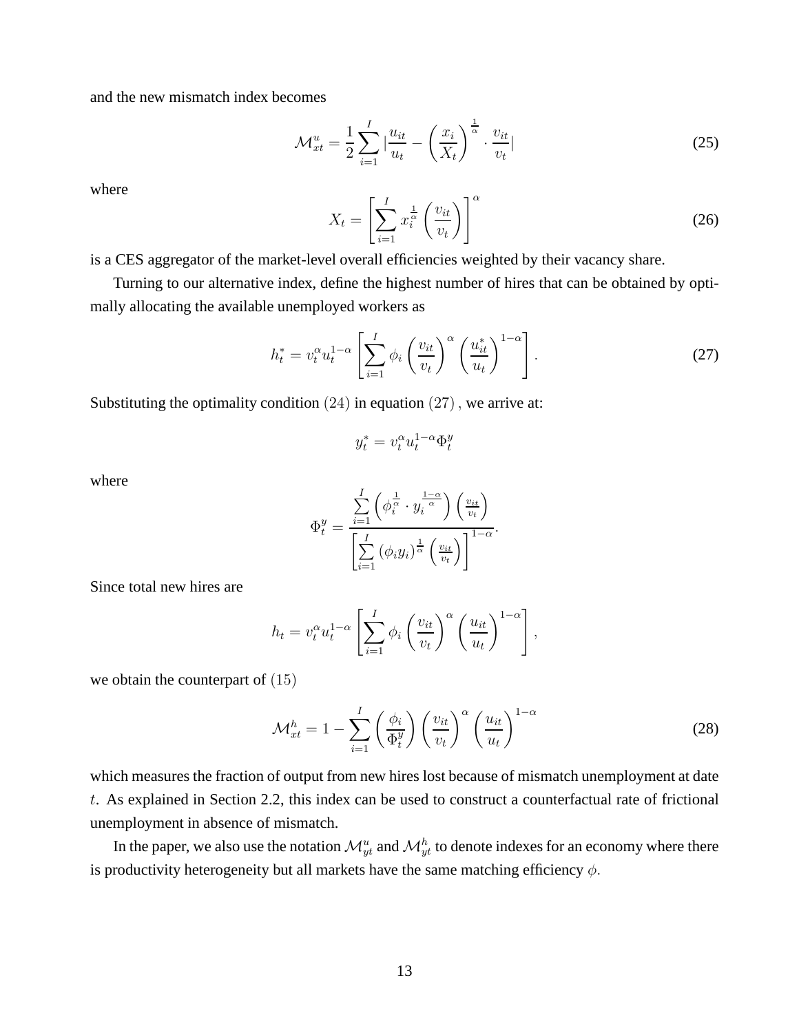and the new mismatch index becomes

$$\mathcal{M}_{xt}^{u} = \frac{1}{2}\sum_{i=1}^{I} \left| \frac{u_{it}}{u_t} - \left(\frac{x_i}{X_t}\right)^{\frac{1}{\alpha}} \cdot \frac{v_{it}}{v_t} \right| \tag{25}$$

where

$$X_t = \left[\sum_{i=1}^{I} x_i^{\frac{1}{\alpha}} \left(\frac{v_{it}}{v_t}\right)\right]^{\alpha} \tag{26}$$

is a CES aggregator of the market-level overall efficiencies weighted by their vacancy share.

Turning to our alternative index, define the highest number of hires that can be obtained by optimally allocating the available unemployed workers as

$$h_t^* = v_t^{\alpha} u_t^{1-\alpha} \left[\sum_{i=1}^{I} \phi_i \left(\frac{v_{it}}{v_t}\right)^{\alpha} \left(\frac{u_{it}^*}{u_t}\right)^{1-\alpha}\right]. \tag{27}$$

Substituting the optimality condition $(24)$ in equation $(27)$, we arrive at:

$$y_t^* = v_t^{\alpha} u_t^{1-\alpha} \Phi_t^y$$

where

$$\Phi_t^y = \frac{\sum_{i=1}^{I} \left(\phi_i^{\frac{1}{\alpha}} \cdot y_i^{\frac{1-\alpha}{\alpha}}\right)\left(\frac{v_{it}}{v_t}\right)}{\left[\sum_{i=1}^{I} \left(\phi_i y_i\right)^{\frac{1}{\alpha}} \left(\frac{v_{it}}{v_t}\right)\right]^{1-\alpha}}.$$

Since total new hires are

$$h_t = v_t^{\alpha} u_t^{1-\alpha} \left[\sum_{i=1}^{I} \phi_i \left(\frac{v_{it}}{v_t}\right)^{\alpha} \left(\frac{u_{it}}{u_t}\right)^{1-\alpha}\right],$$

we obtain the counterpart of $(15)$

$$\mathcal{M}_{xt}^{h} = 1 - \sum_{i=1}^{I} \left(\frac{\phi_i}{\Phi_t^y}\right) \left(\frac{v_{it}}{v_t}\right)^{\alpha} \left(\frac{u_{it}}{u_t}\right)^{1-\alpha} \tag{28}$$

which measures the fraction of output from new hires lost because of mismatch unemployment at date $t$. As explained in Section 2.2, this index can be used to construct a counterfactual rate of frictional unemployment in absence of mismatch.

In the paper, we also use the notation $\mathcal{M}_{yt}^{u}$ and $\mathcal{M}_{yt}^{h}$ to denote indexes for an economy where there is productivity heterogeneity but all markets have the same matching efficiency $\phi$.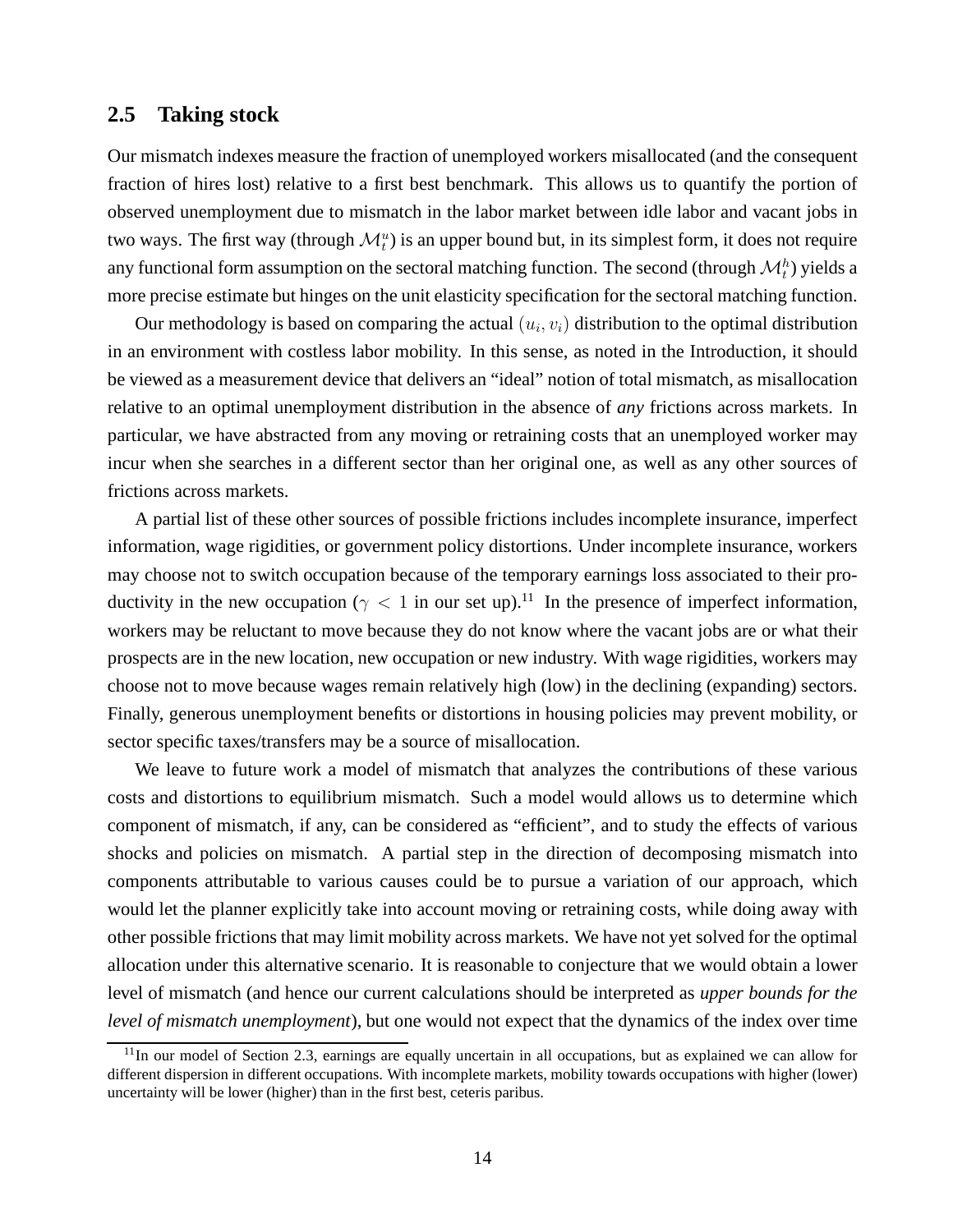## 2.5 Taking stock

Our mismatch indexes measure the fraction of unemployed workers misallocated (and the consequent fraction of hires lost) relative to a first best benchmark. This allows us to quantify the portion of observed unemployment due to mismatch in the labor market between idle labor and vacant jobs in two ways. The first way (through $\mathcal{M}_t^u$) is an upper bound but, in its simplest form, it does not require any functional form assumption on the sectoral matching function. The second (through $\mathcal{M}_t^h$) yields a more precise estimate but hinges on the unit elasticity specification for the sectoral matching function.

Our methodology is based on comparing the actual $(u_i, v_i)$ distribution to the optimal distribution in an environment with costless labor mobility. In this sense, as noted in the Introduction, it should be viewed as a measurement device that delivers an "ideal" notion of total mismatch, as misallocation relative to an optimal unemployment distribution in the absence of *any* frictions across markets. In particular, we have abstracted from any moving or retraining costs that an unemployed worker may incur when she searches in a different sector than her original one, as well as any other sources of frictions across markets.

A partial list of these other sources of possible frictions includes incomplete insurance, imperfect information, wage rigidities, or government policy distortions. Under incomplete insurance, workers may choose not to switch occupation because of the temporary earnings loss associated to their productivity in the new occupation ($\gamma < 1$ in our set up).[11] In the presence of imperfect information, workers may be reluctant to move because they do not know where the vacant jobs are or what their prospects are in the new location, new occupation or new industry. With wage rigidities, workers may choose not to move because wages remain relatively high (low) in the declining (expanding) sectors. Finally, generous unemployment benefits or distortions in housing policies may prevent mobility, or sector specific taxes/transfers may be a source of misallocation.

We leave to future work a model of mismatch that analyzes the contributions of these various costs and distortions to equilibrium mismatch. Such a model would allows us to determine which component of mismatch, if any, can be considered as "efficient", and to study the effects of various shocks and policies on mismatch. A partial step in the direction of decomposing mismatch into components attributable to various causes could be to pursue a variation of our approach, which would let the planner explicitly take into account moving or retraining costs, while doing away with other possible frictions that may limit mobility across markets. We have not yet solved for the optimal allocation under this alternative scenario. It is reasonable to conjecture that we would obtain a lower level of mismatch (and hence our current calculations should be interpreted as *upper bounds for the level of mismatch unemployment*), but one would not expect that the dynamics of the index over time

[11] In our model of Section 2.3, earnings are equally uncertain in all occupations, but as explained we can allow for different dispersion in different occupations. With incomplete markets, mobility towards occupations with higher (lower) uncertainty will be lower (higher) than in the first best, ceteris paribus.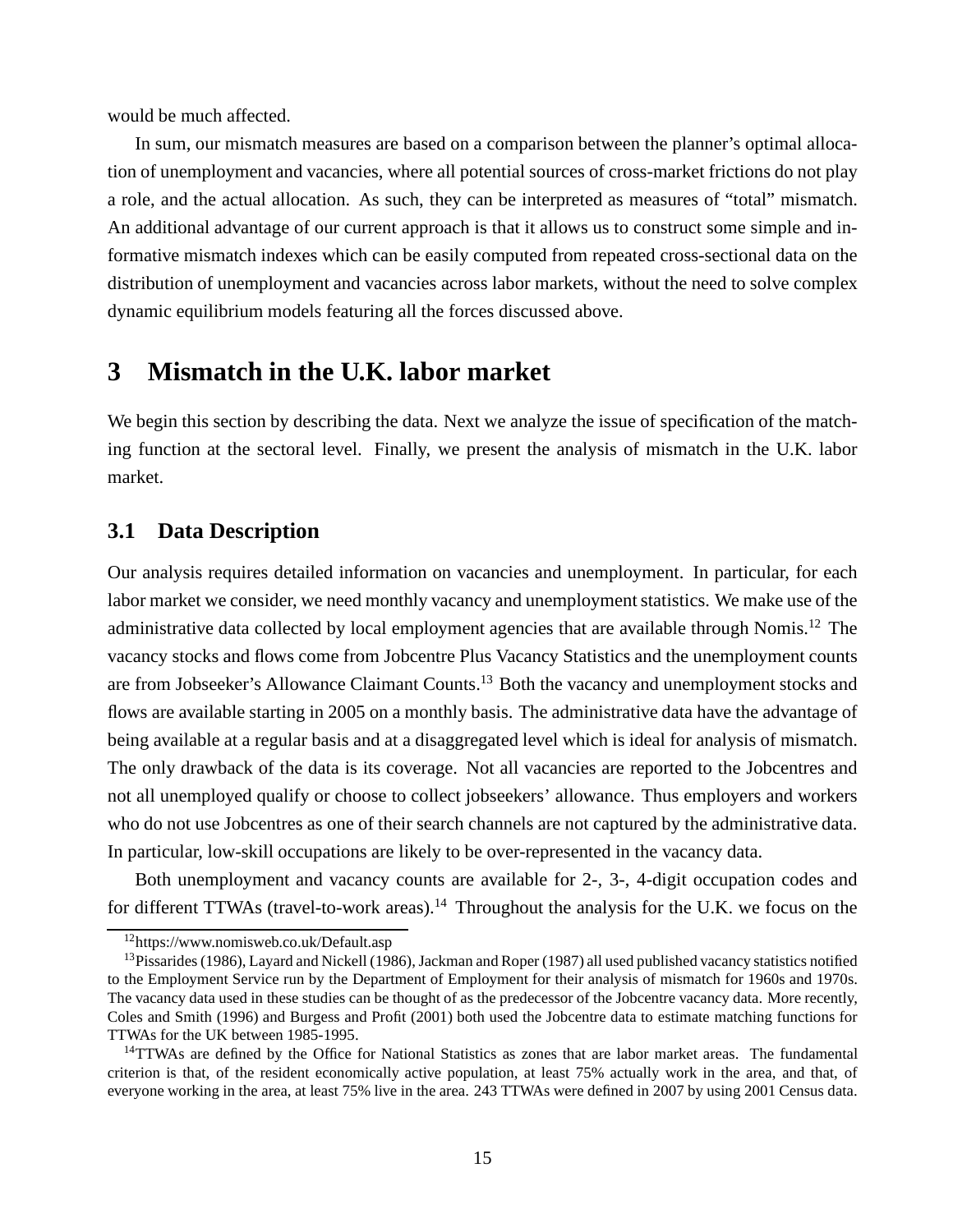would be much affected.

In sum, our mismatch measures are based on a comparison between the planner's optimal allocation of unemployment and vacancies, where all potential sources of cross-market frictions do not play a role, and the actual allocation. As such, they can be interpreted as measures of "total" mismatch. An additional advantage of our current approach is that it allows us to construct some simple and informative mismatch indexes which can be easily computed from repeated cross-sectional data on the distribution of unemployment and vacancies across labor markets, without the need to solve complex dynamic equilibrium models featuring all the forces discussed above.

# 3 Mismatch in the U.K. labor market

We begin this section by describing the data. Next we analyze the issue of specification of the matching function at the sectoral level. Finally, we present the analysis of mismatch in the U.K. labor market.

## 3.1 Data Description

Our analysis requires detailed information on vacancies and unemployment. In particular, for each labor market we consider, we need monthly vacancy and unemployment statistics. We make use of the administrative data collected by local employment agencies that are available through Nomis.[12] The vacancy stocks and flows come from Jobcentre Plus Vacancy Statistics and the unemployment counts are from Jobseeker's Allowance Claimant Counts.[13] Both the vacancy and unemployment stocks and flows are available starting in 2005 on a monthly basis. The administrative data have the advantage of being available at a regular basis and at a disaggregated level which is ideal for analysis of mismatch. The only drawback of the data is its coverage. Not all vacancies are reported to the Jobcentres and not all unemployed qualify or choose to collect jobseekers' allowance. Thus employers and workers who do not use Jobcentres as one of their search channels are not captured by the administrative data. In particular, low-skill occupations are likely to be over-represented in the vacancy data.

Both unemployment and vacancy counts are available for 2-, 3-, 4-digit occupation codes and for different TTWAs (travel-to-work areas).[14] Throughout the analysis for the U.K. we focus on the

---

[12] https://www.nomisweb.co.uk/Default.asp

[13] Pissarides (1986), Layard and Nickell (1986), Jackman and Roper (1987) all used published vacancy statistics notified to the Employment Service run by the Department of Employment for their analysis of mismatch for 1960s and 1970s. The vacancy data used in these studies can be thought of as the predecessor of the Jobcentre vacancy data. More recently, Coles and Smith (1996) and Burgess and Profit (2001) both used the Jobcentre data to estimate matching functions for TTWAs for the UK between 1985-1995.

[14] TTWAs are defined by the Office for National Statistics as zones that are labor market areas. The fundamental criterion is that, of the resident economically active population, at least 75% actually work in the area, and that, of everyone working in the area, at least 75% live in the area. 243 TTWAs were defined in 2007 by using 2001 Census data.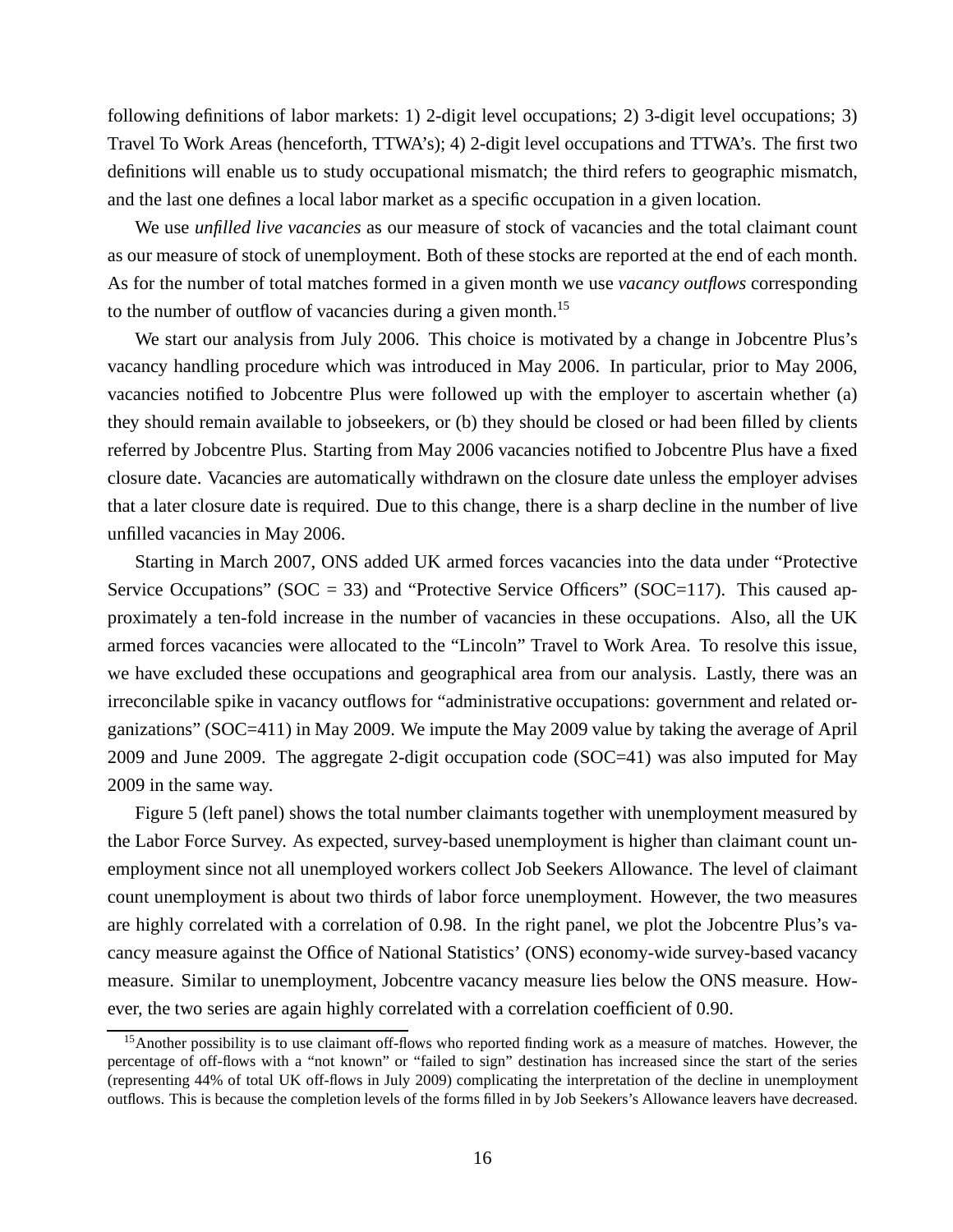following definitions of labor markets: 1) 2-digit level occupations; 2) 3-digit level occupations; 3) Travel To Work Areas (henceforth, TTWA's); 4) 2-digit level occupations and TTWA's. The first two definitions will enable us to study occupational mismatch; the third refers to geographic mismatch, and the last one defines a local labor market as a specific occupation in a given location.

We use *unfilled live vacancies* as our measure of stock of vacancies and the total claimant count as our measure of stock of unemployment. Both of these stocks are reported at the end of each month. As for the number of total matches formed in a given month we use *vacancy outflows* corresponding to the number of outflow of vacancies during a given month.[15]

We start our analysis from July 2006. This choice is motivated by a change in Jobcentre Plus's vacancy handling procedure which was introduced in May 2006. In particular, prior to May 2006, vacancies notified to Jobcentre Plus were followed up with the employer to ascertain whether (a) they should remain available to jobseekers, or (b) they should be closed or had been filled by clients referred by Jobcentre Plus. Starting from May 2006 vacancies notified to Jobcentre Plus have a fixed closure date. Vacancies are automatically withdrawn on the closure date unless the employer advises that a later closure date is required. Due to this change, there is a sharp decline in the number of live unfilled vacancies in May 2006.

Starting in March 2007, ONS added UK armed forces vacancies into the data under "Protective Service Occupations" (SOC = 33) and "Protective Service Officers" (SOC=117). This caused approximately a ten-fold increase in the number of vacancies in these occupations. Also, all the UK armed forces vacancies were allocated to the "Lincoln" Travel to Work Area. To resolve this issue, we have excluded these occupations and geographical area from our analysis. Lastly, there was an irreconcilable spike in vacancy outflows for "administrative occupations: government and related organizations" (SOC=411) in May 2009. We impute the May 2009 value by taking the average of April 2009 and June 2009. The aggregate 2-digit occupation code (SOC=41) was also imputed for May 2009 in the same way.

Figure 5 (left panel) shows the total number claimants together with unemployment measured by the Labor Force Survey. As expected, survey-based unemployment is higher than claimant count unemployment since not all unemployed workers collect Job Seekers Allowance. The level of claimant count unemployment is about two thirds of labor force unemployment. However, the two measures are highly correlated with a correlation of 0.98. In the right panel, we plot the Jobcentre Plus's vacancy measure against the Office of National Statistics' (ONS) economy-wide survey-based vacancy measure. Similar to unemployment, Jobcentre vacancy measure lies below the ONS measure. However, the two series are again highly correlated with a correlation coefficient of 0.90.

[15] Another possibility is to use claimant off-flows who reported finding work as a measure of matches. However, the percentage of off-flows with a "not known" or "failed to sign" destination has increased since the start of the series (representing 44% of total UK off-flows in July 2009) complicating the interpretation of the decline in unemployment outflows. This is because the completion levels of the forms filled in by Job Seekers's Allowance leavers have decreased.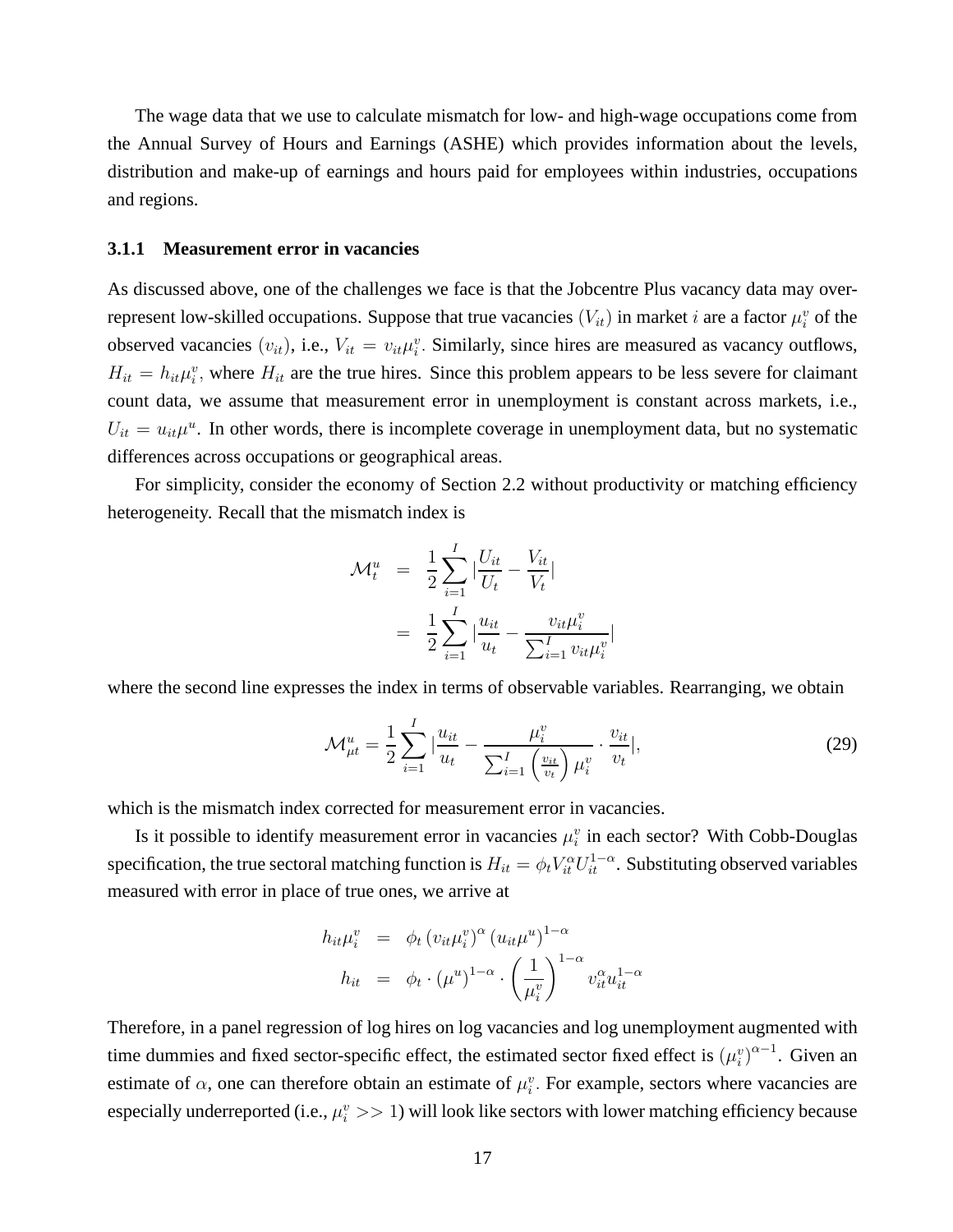The wage data that we use to calculate mismatch for low- and high-wage occupations come from the Annual Survey of Hours and Earnings (ASHE) which provides information about the levels, distribution and make-up of earnings and hours paid for employees within industries, occupations and regions.

### 3.1.1 Measurement error in vacancies

As discussed above, one of the challenges we face is that the Jobcentre Plus vacancy data may over-represent low-skilled occupations. Suppose that true vacancies $(V_{it})$ in market $i$ are a factor $\mu_i^v$ of the observed vacancies $(v_{it})$, i.e., $V_{it} = v_{it}\mu_i^v$. Similarly, since hires are measured as vacancy outflows, $H_{it} = h_{it}\mu_i^v$, where $H_{it}$ are the true hires. Since this problem appears to be less severe for claimant count data, we assume that measurement error in unemployment is constant across markets, i.e., $U_{it} = u_{it}\mu^u$. In other words, there is incomplete coverage in unemployment data, but no systematic differences across occupations or geographical areas.

For simplicity, consider the economy of Section 2.2 without productivity or matching efficiency heterogeneity. Recall that the mismatch index is

$$\begin{aligned} \mathcal{M}_t^u &= \frac{1}{2}\sum_{i=1}^{I} \left|\frac{U_{it}}{U_t} - \frac{V_{it}}{V_t}\right| \\ &= \frac{1}{2}\sum_{i=1}^{I} \left|\frac{u_{it}}{u_t} - \frac{v_{it}\mu_i^v}{\sum_{i=1}^{I} v_{it}\mu_i^v}\right| \end{aligned}$$

where the second line expresses the index in terms of observable variables. Rearranging, we obtain

$$\mathcal{M}_{\mu t}^u = \frac{1}{2}\sum_{i=1}^{I} \left|\frac{u_{it}}{u_t} - \frac{\mu_i^v}{\sum_{i=1}^{I} \left(\frac{v_{it}}{v_t}\right)\mu_i^v} \cdot \frac{v_{it}}{v_t}\right|, \tag{29}$$

which is the mismatch index corrected for measurement error in vacancies.

Is it possible to identify measurement error in vacancies $\mu_i^v$ in each sector? With Cobb-Douglas specification, the true sectoral matching function is $H_{it} = \phi_t V_{it}^{\alpha} U_{it}^{1-\alpha}$. Substituting observed variables measured with error in place of true ones, we arrive at

$$\begin{aligned} h_{it}\mu_i^v &= \phi_t \left(v_{it}\mu_i^v\right)^{\alpha} \left(u_{it}\mu^u\right)^{1-\alpha} \\ h_{it} &= \phi_t \cdot \left(\mu^u\right)^{1-\alpha} \cdot \left(\frac{1}{\mu_i^v}\right)^{1-\alpha} v_{it}^{\alpha} u_{it}^{1-\alpha} \end{aligned}$$

Therefore, in a panel regression of log hires on log vacancies and log unemployment augmented with time dummies and fixed sector-specific effect, the estimated sector fixed effect is $(\mu_i^v)^{\alpha-1}$. Given an estimate of $\alpha$, one can therefore obtain an estimate of $\mu_i^v$. For example, sectors where vacancies are especially underreported (i.e., $\mu_i^v >> 1$) will look like sectors with lower matching efficiency because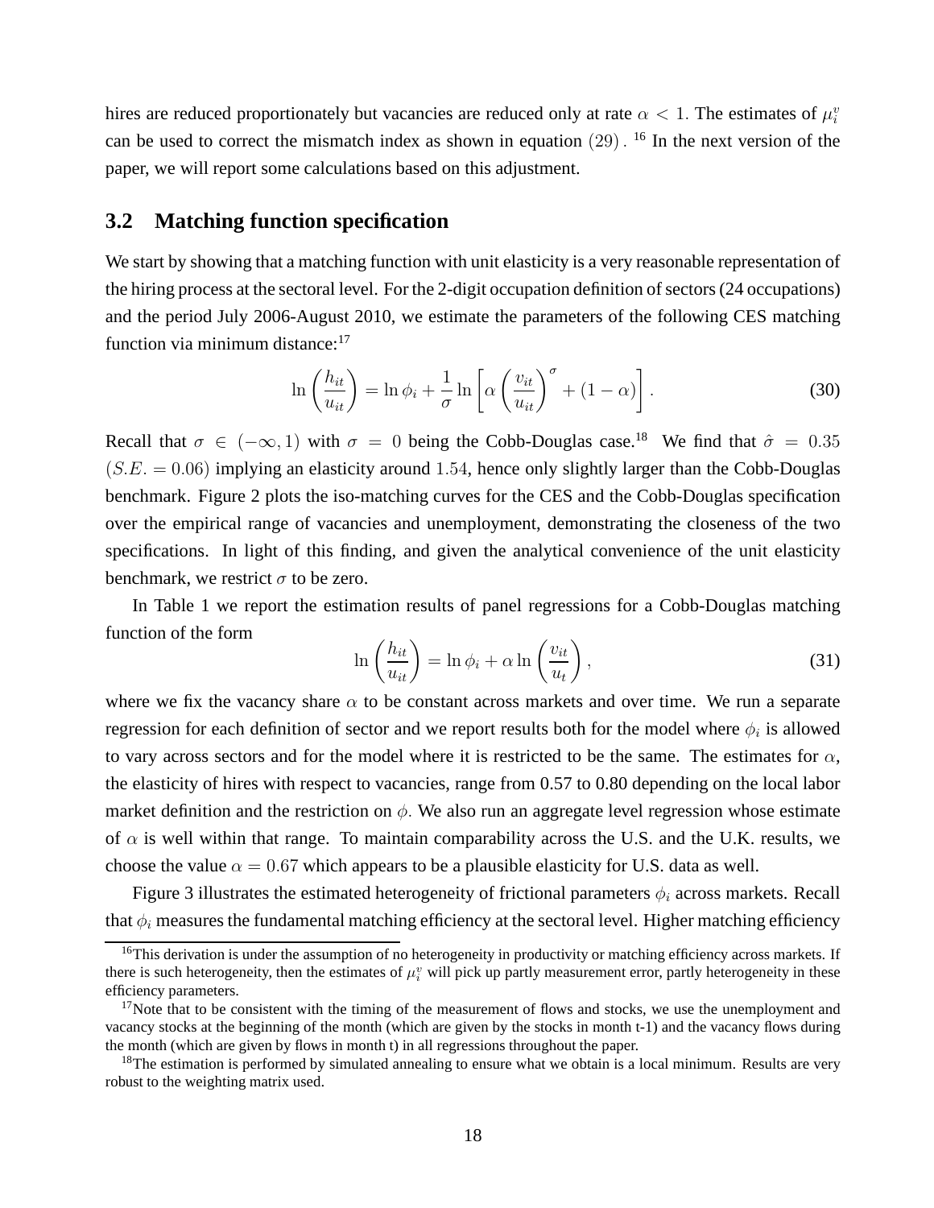hires are reduced proportionately but vacancies are reduced only at rate $\alpha < 1$. The estimates of $\mu_i^v$ can be used to correct the mismatch index as shown in equation $(29)$. [16] In the next version of the paper, we will report some calculations based on this adjustment.

## 3.2 Matching function specification

We start by showing that a matching function with unit elasticity is a very reasonable representation of the hiring process at the sectoral level. For the 2-digit occupation definition of sectors (24 occupations) and the period July 2006-August 2010, we estimate the parameters of the following CES matching function via minimum distance:[17]

$$\ln\left(\frac{h_{it}}{u_{it}}\right) = \ln\phi_i + \frac{1}{\sigma}\ln\left[\alpha\left(\frac{v_{it}}{u_{it}}\right)^{\sigma} + (1-\alpha)\right]. \tag{30}$$

Recall that $\sigma \in (-\infty, 1)$ with $\sigma = 0$ being the Cobb-Douglas case.[18] We find that $\hat{\sigma} = 0.35$ $(S.E. = 0.06)$ implying an elasticity around $1.54$, hence only slightly larger than the Cobb-Douglas benchmark. Figure 2 plots the iso-matching curves for the CES and the Cobb-Douglas specification over the empirical range of vacancies and unemployment, demonstrating the closeness of the two specifications. In light of this finding, and given the analytical convenience of the unit elasticity benchmark, we restrict $\sigma$ to be zero.

In Table 1 we report the estimation results of panel regressions for a Cobb-Douglas matching function of the form

$$\ln\left(\frac{h_{it}}{u_{it}}\right) = \ln\phi_i + \alpha\ln\left(\frac{v_{it}}{u_t}\right), \tag{31}$$

where we fix the vacancy share $\alpha$ to be constant across markets and over time. We run a separate regression for each definition of sector and we report results both for the model where $\phi_i$ is allowed to vary across sectors and for the model where it is restricted to be the same. The estimates for $\alpha$, the elasticity of hires with respect to vacancies, range from 0.57 to 0.80 depending on the local labor market definition and the restriction on $\phi$. We also run an aggregate level regression whose estimate of $\alpha$ is well within that range. To maintain comparability across the U.S. and the U.K. results, we choose the value $\alpha = 0.67$ which appears to be a plausible elasticity for U.S. data as well.

Figure 3 illustrates the estimated heterogeneity of frictional parameters $\phi_i$ across markets. Recall that $\phi_i$ measures the fundamental matching efficiency at the sectoral level. Higher matching efficiency

---

[16] This derivation is under the assumption of no heterogeneity in productivity or matching efficiency across markets. If there is such heterogeneity, then the estimates of $\mu_i^v$ will pick up partly measurement error, partly heterogeneity in these efficiency parameters.

[17] Note that to be consistent with the timing of the measurement of flows and stocks, we use the unemployment and vacancy stocks at the beginning of the month (which are given by the stocks in month t-1) and the vacancy flows during the month (which are given by flows in month t) in all regressions throughout the paper.

[18] The estimation is performed by simulated annealing to ensure what we obtain is a local minimum. Results are very robust to the weighting matrix used.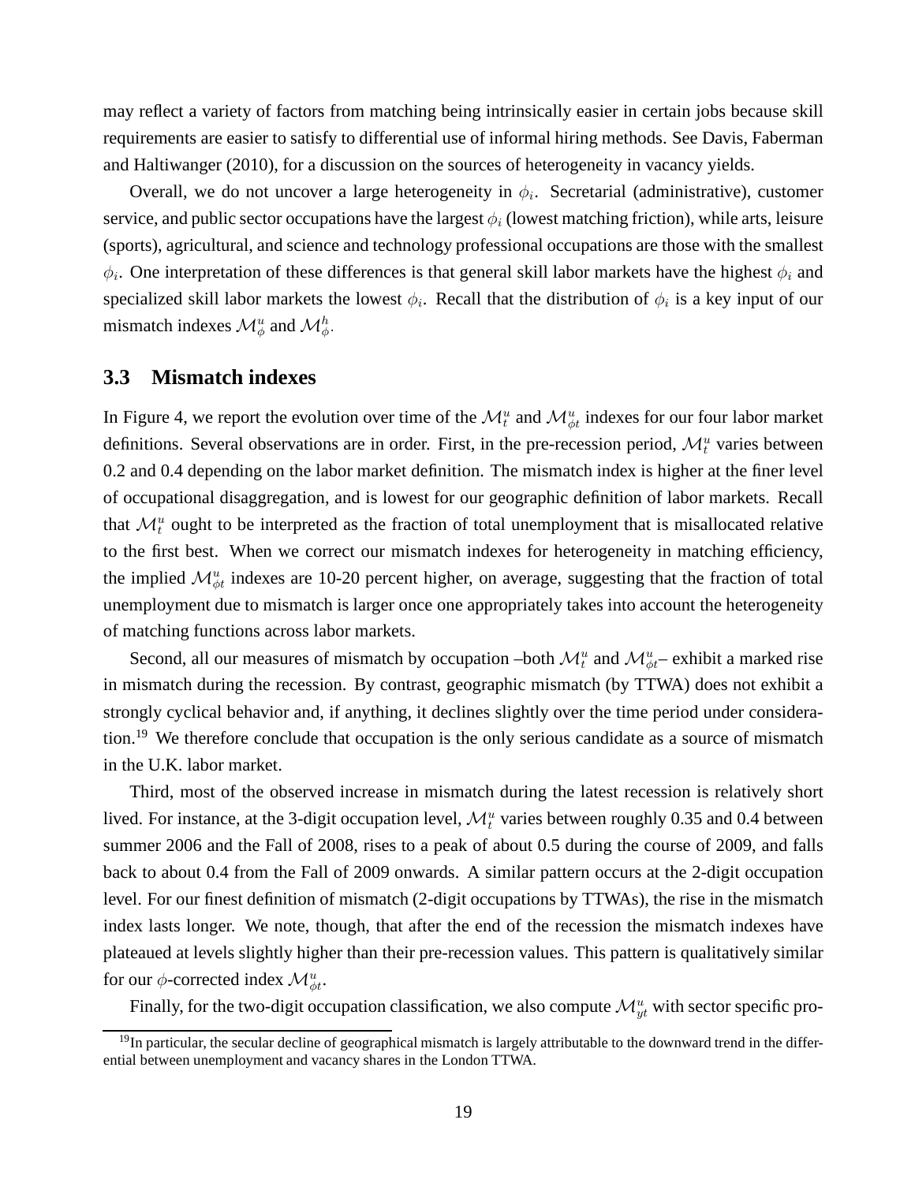may reflect a variety of factors from matching being intrinsically easier in certain jobs because skill requirements are easier to satisfy to differential use of informal hiring methods. See Davis, Faberman and Haltiwanger (2010), for a discussion on the sources of heterogeneity in vacancy yields.

Overall, we do not uncover a large heterogeneity in $\phi_i$. Secretarial (administrative), customer service, and public sector occupations have the largest $\phi_i$ (lowest matching friction), while arts, leisure (sports), agricultural, and science and technology professional occupations are those with the smallest $\phi_i$. One interpretation of these differences is that general skill labor markets have the highest $\phi_i$ and specialized skill labor markets the lowest $\phi_i$. Recall that the distribution of $\phi_i$ is a key input of our mismatch indexes $\mathcal{M}^u_\phi$ and $\mathcal{M}^h_\phi$.

## 3.3 Mismatch indexes

In Figure 4, we report the evolution over time of the $\mathcal{M}^u_t$ and $\mathcal{M}^u_{\phi t}$ indexes for our four labor market definitions. Several observations are in order. First, in the pre-recession period, $\mathcal{M}^u_t$ varies between 0.2 and 0.4 depending on the labor market definition. The mismatch index is higher at the finer level of occupational disaggregation, and is lowest for our geographic definition of labor markets. Recall that $\mathcal{M}^u_t$ ought to be interpreted as the fraction of total unemployment that is misallocated relative to the first best. When we correct our mismatch indexes for heterogeneity in matching efficiency, the implied $\mathcal{M}^u_{\phi t}$ indexes are 10-20 percent higher, on average, suggesting that the fraction of total unemployment due to mismatch is larger once one appropriately takes into account the heterogeneity of matching functions across labor markets.

Second, all our measures of mismatch by occupation –both $\mathcal{M}^u_t$ and $\mathcal{M}^u_{\phi t}$– exhibit a marked rise in mismatch during the recession. By contrast, geographic mismatch (by TTWA) does not exhibit a strongly cyclical behavior and, if anything, it declines slightly over the time period under consideration.[19] We therefore conclude that occupation is the only serious candidate as a source of mismatch in the U.K. labor market.

Third, most of the observed increase in mismatch during the latest recession is relatively short lived. For instance, at the 3-digit occupation level, $\mathcal{M}^u_t$ varies between roughly 0.35 and 0.4 between summer 2006 and the Fall of 2008, rises to a peak of about 0.5 during the course of 2009, and falls back to about 0.4 from the Fall of 2009 onwards. A similar pattern occurs at the 2-digit occupation level. For our finest definition of mismatch (2-digit occupations by TTWAs), the rise in the mismatch index lasts longer. We note, though, that after the end of the recession the mismatch indexes have plateaued at levels slightly higher than their pre-recession values. This pattern is qualitatively similar for our $\phi$-corrected index $\mathcal{M}^u_{\phi t}$.

Finally, for the two-digit occupation classification, we also compute $\mathcal{M}^u_{yt}$ with sector specific pro-

[19] In particular, the secular decline of geographical mismatch is largely attributable to the downward trend in the differential between unemployment and vacancy shares in the London TTWA.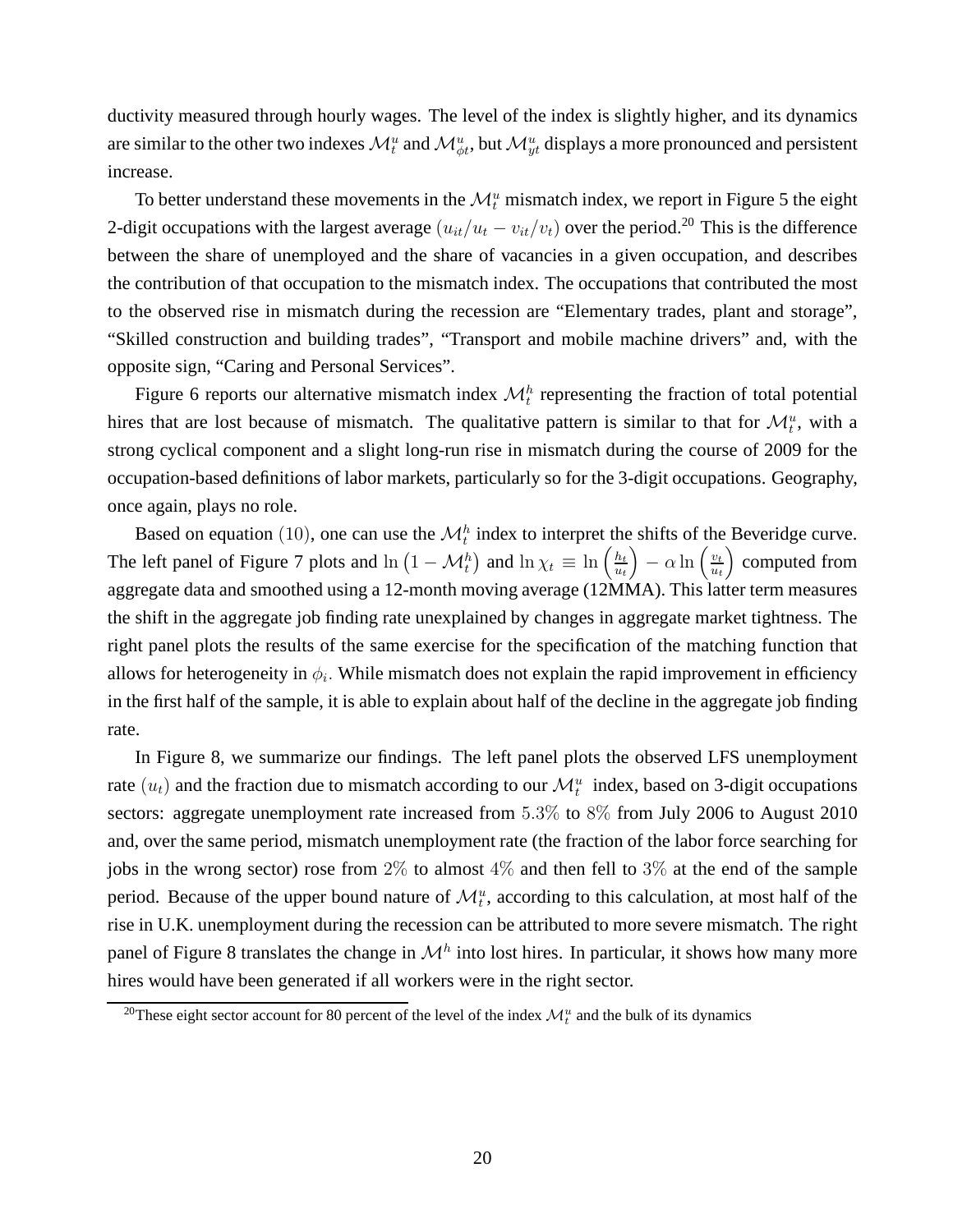ductivity measured through hourly wages. The level of the index is slightly higher, and its dynamics are similar to the other two indexes $\mathcal{M}_t^u$ and $\mathcal{M}_{\phi t}^u$, but $\mathcal{M}_{yt}^u$ displays a more pronounced and persistent increase.

To better understand these movements in the $\mathcal{M}_t^u$ mismatch index, we report in Figure 5 the eight 2-digit occupations with the largest average $(u_{it}/u_t - v_{it}/v_t)$ over the period.[20] This is the difference between the share of unemployed and the share of vacancies in a given occupation, and describes the contribution of that occupation to the mismatch index. The occupations that contributed the most to the observed rise in mismatch during the recession are "Elementary trades, plant and storage", "Skilled construction and building trades", "Transport and mobile machine drivers" and, with the opposite sign, "Caring and Personal Services".

Figure 6 reports our alternative mismatch index $\mathcal{M}_t^h$ representing the fraction of total potential hires that are lost because of mismatch. The qualitative pattern is similar to that for $\mathcal{M}_t^u$, with a strong cyclical component and a slight long-run rise in mismatch during the course of 2009 for the occupation-based definitions of labor markets, particularly so for the 3-digit occupations. Geography, once again, plays no role.

Based on equation $(10)$, one can use the $\mathcal{M}_t^h$ index to interpret the shifts of the Beveridge curve. The left panel of Figure 7 plots and $\ln\left(1 - \mathcal{M}_t^h\right)$ and $\ln \chi_t \equiv \ln\left(\frac{h_t}{u_t}\right) - \alpha \ln\left(\frac{v_t}{u_t}\right)$ computed from aggregate data and smoothed using a 12-month moving average (12MMA). This latter term measures the shift in the aggregate job finding rate unexplained by changes in aggregate market tightness. The right panel plots the results of the same exercise for the specification of the matching function that allows for heterogeneity in $\phi_i$. While mismatch does not explain the rapid improvement in efficiency in the first half of the sample, it is able to explain about half of the decline in the aggregate job finding rate.

In Figure 8, we summarize our findings. The left panel plots the observed LFS unemployment rate $(u_t)$ and the fraction due to mismatch according to our $\mathcal{M}_t^u$ index, based on 3-digit occupations sectors: aggregate unemployment rate increased from $5.3\%$ to $8\%$ from July 2006 to August 2010 and, over the same period, mismatch unemployment rate (the fraction of the labor force searching for jobs in the wrong sector) rose from $2\%$ to almost $4\%$ and then fell to $3\%$ at the end of the sample period. Because of the upper bound nature of $\mathcal{M}_t^u$, according to this calculation, at most half of the rise in U.K. unemployment during the recession can be attributed to more severe mismatch. The right panel of Figure 8 translates the change in $\mathcal{M}^h$ into lost hires. In particular, it shows how many more hires would have been generated if all workers were in the right sector.

[20] These eight sector account for 80 percent of the level of the index $\mathcal{M}_t^u$ and the bulk of its dynamics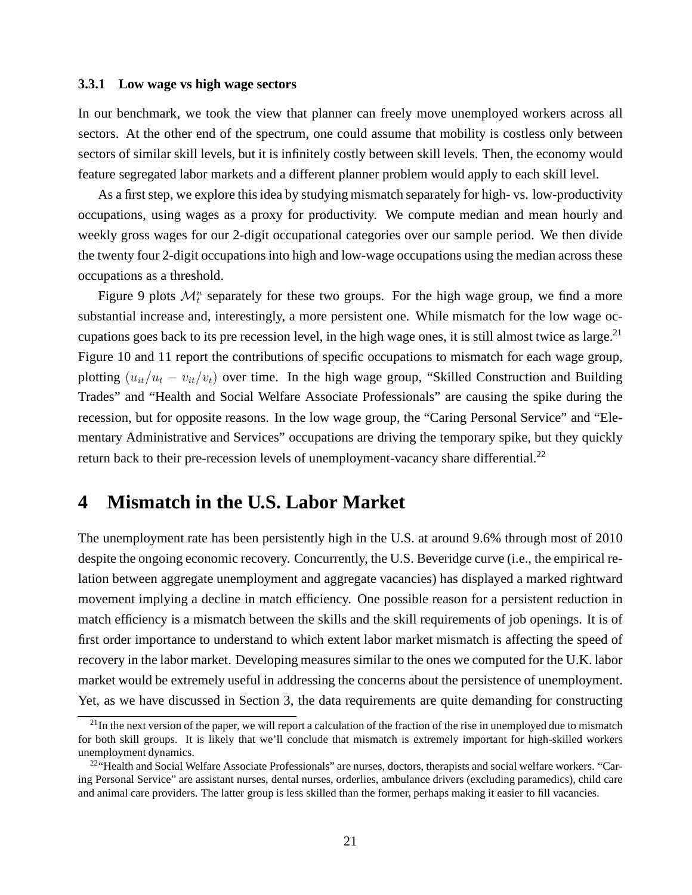### 3.3.1 Low wage vs high wage sectors

In our benchmark, we took the view that planner can freely move unemployed workers across all sectors. At the other end of the spectrum, one could assume that mobility is costless only between sectors of similar skill levels, but it is infinitely costly between skill levels. Then, the economy would feature segregated labor markets and a different planner problem would apply to each skill level.

As a first step, we explore this idea by studying mismatch separately for high- vs. low-productivity occupations, using wages as a proxy for productivity. We compute median and mean hourly and weekly gross wages for our 2-digit occupational categories over our sample period. We then divide the twenty four 2-digit occupations into high and low-wage occupations using the median across these occupations as a threshold.

Figure 9 plots $\mathcal{M}_t^u$ separately for these two groups. For the high wage group, we find a more substantial increase and, interestingly, a more persistent one. While mismatch for the low wage occupations goes back to its pre recession level, in the high wage ones, it is still almost twice as large.[21] Figure 10 and 11 report the contributions of specific occupations to mismatch for each wage group, plotting $(u_{it}/u_t - v_{it}/v_t)$ over time. In the high wage group, "Skilled Construction and Building Trades" and "Health and Social Welfare Associate Professionals" are causing the spike during the recession, but for opposite reasons. In the low wage group, the "Caring Personal Service" and "Elementary Administrative and Services" occupations are driving the temporary spike, but they quickly return back to their pre-recession levels of unemployment-vacancy share differential.[22]

# 4 Mismatch in the U.S. Labor Market

The unemployment rate has been persistently high in the U.S. at around 9.6% through most of 2010 despite the ongoing economic recovery. Concurrently, the U.S. Beveridge curve (i.e., the empirical relation between aggregate unemployment and aggregate vacancies) has displayed a marked rightward movement implying a decline in match efficiency. One possible reason for a persistent reduction in match efficiency is a mismatch between the skills and the skill requirements of job openings. It is of first order importance to understand to which extent labor market mismatch is affecting the speed of recovery in the labor market. Developing measures similar to the ones we computed for the U.K. labor market would be extremely useful in addressing the concerns about the persistence of unemployment. Yet, as we have discussed in Section 3, the data requirements are quite demanding for constructing

[21] In the next version of the paper, we will report a calculation of the fraction of the rise in unemployed due to mismatch for both skill groups. It is likely that we'll conclude that mismatch is extremely important for high-skilled workers unemployment dynamics.

[22] "Health and Social Welfare Associate Professionals" are nurses, doctors, therapists and social welfare workers. "Caring Personal Service" are assistant nurses, dental nurses, orderlies, ambulance drivers (excluding paramedics), child care and animal care providers. The latter group is less skilled than the former, perhaps making it easier to fill vacancies.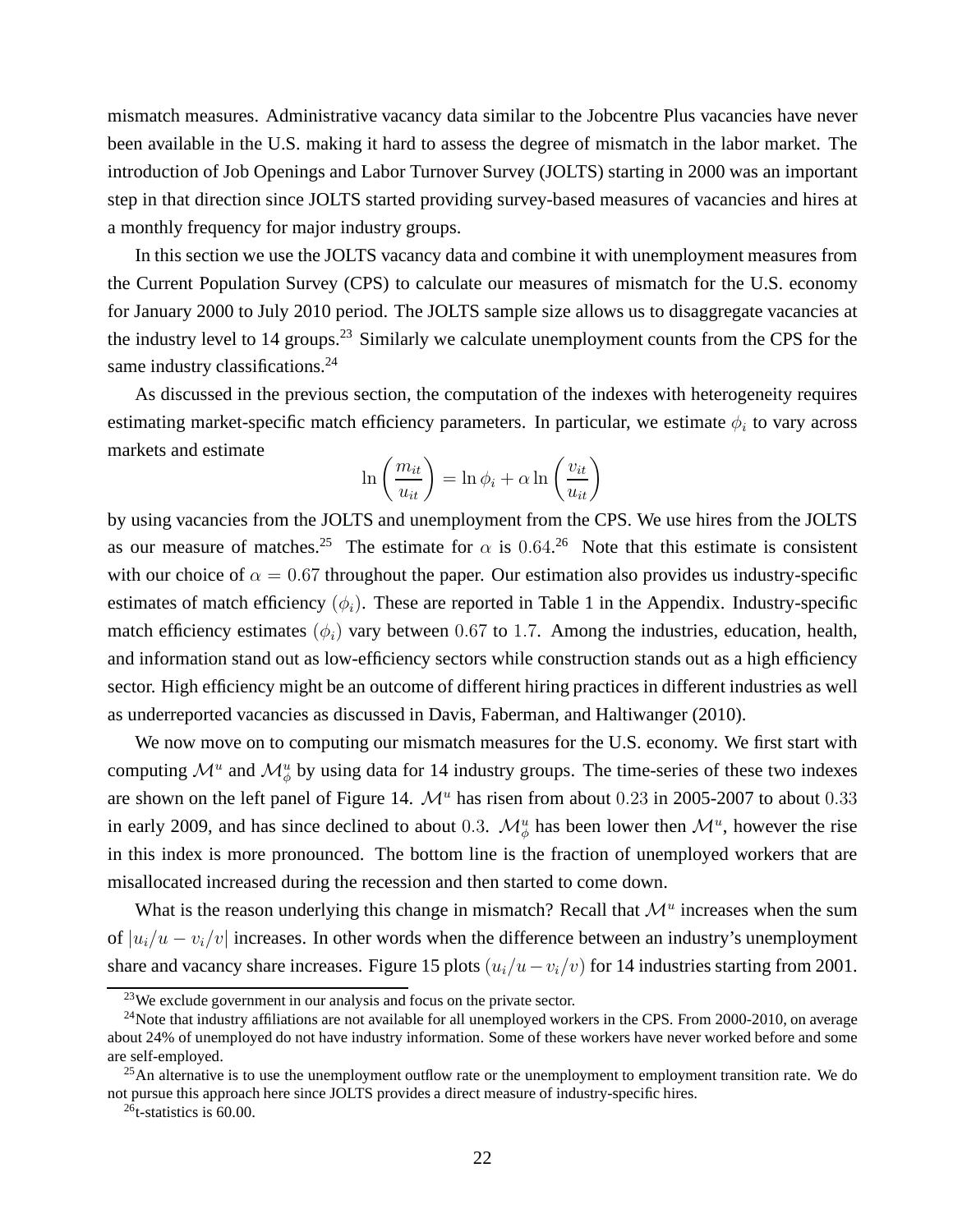mismatch measures. Administrative vacancy data similar to the Jobcentre Plus vacancies have never been available in the U.S. making it hard to assess the degree of mismatch in the labor market. The introduction of Job Openings and Labor Turnover Survey (JOLTS) starting in 2000 was an important step in that direction since JOLTS started providing survey-based measures of vacancies and hires at a monthly frequency for major industry groups.

In this section we use the JOLTS vacancy data and combine it with unemployment measures from the Current Population Survey (CPS) to calculate our measures of mismatch for the U.S. economy for January 2000 to July 2010 period. The JOLTS sample size allows us to disaggregate vacancies at the industry level to 14 groups.[23] Similarly we calculate unemployment counts from the CPS for the same industry classifications.[24]

As discussed in the previous section, the computation of the indexes with heterogeneity requires estimating market-specific match efficiency parameters. In particular, we estimate $\phi_i$ to vary across markets and estimate

$$\ln\left(\frac{m_{it}}{u_{it}}\right) = \ln \phi_i + \alpha \ln\left(\frac{v_{it}}{u_{it}}\right)$$

by using vacancies from the JOLTS and unemployment from the CPS. We use hires from the JOLTS as our measure of matches.[25] The estimate for $\alpha$ is $0.64$.[26] Note that this estimate is consistent with our choice of $\alpha = 0.67$ throughout the paper. Our estimation also provides us industry-specific estimates of match efficiency $(\phi_i)$. These are reported in Table 1 in the Appendix. Industry-specific match efficiency estimates $(\phi_i)$ vary between $0.67$ to $1.7$. Among the industries, education, health, and information stand out as low-efficiency sectors while construction stands out as a high efficiency sector. High efficiency might be an outcome of different hiring practices in different industries as well as underreported vacancies as discussed in Davis, Faberman, and Haltiwanger (2010).

We now move on to computing our mismatch measures for the U.S. economy. We first start with computing $\mathcal{M}^u$ and $\mathcal{M}^u_\phi$ by using data for 14 industry groups. The time-series of these two indexes are shown on the left panel of Figure 14. $\mathcal{M}^u$ has risen from about $0.23$ in 2005-2007 to about $0.33$ in early 2009, and has since declined to about $0.3$. $\mathcal{M}^u_\phi$ has been lower then $\mathcal{M}^u$, however the rise in this index is more pronounced. The bottom line is the fraction of unemployed workers that are misallocated increased during the recession and then started to come down.

What is the reason underlying this change in mismatch? Recall that $\mathcal{M}^u$ increases when the sum of $|u_i/u - v_i/v|$ increases. In other words when the difference between an industry's unemployment share and vacancy share increases. Figure 15 plots $(u_i/u - v_i/v)$ for 14 industries starting from 2001.

[23] We exclude government in our analysis and focus on the private sector.

[24] Note that industry affiliations are not available for all unemployed workers in the CPS. From 2000-2010, on average about 24% of unemployed do not have industry information. Some of these workers have never worked before and some are self-employed.

[25] An alternative is to use the unemployment outflow rate or the unemployment to employment transition rate. We do not pursue this approach here since JOLTS provides a direct measure of industry-specific hires.

[26] t-statistics is 60.00.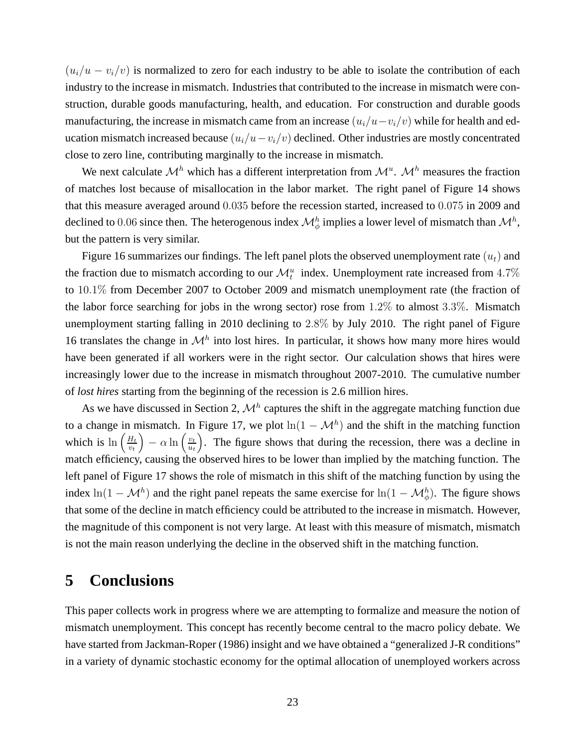$(u_i/u - v_i/v)$ is normalized to zero for each industry to be able to isolate the contribution of each industry to the increase in mismatch. Industries that contributed to the increase in mismatch were construction, durable goods manufacturing, health, and education. For construction and durable goods manufacturing, the increase in mismatch came from an increase $(u_i/u - v_i/v)$ while for health and education mismatch increased because $(u_i/u - v_i/v)$ declined. Other industries are mostly concentrated close to zero line, contributing marginally to the increase in mismatch.

We next calculate $\mathcal{M}^h$ which has a different interpretation from $\mathcal{M}^u$. $\mathcal{M}^h$ measures the fraction of matches lost because of misallocation in the labor market. The right panel of Figure 14 shows that this measure averaged around $0.035$ before the recession started, increased to $0.075$ in 2009 and declined to $0.06$ since then. The heterogenous index $\mathcal{M}^h_\phi$ implies a lower level of mismatch than $\mathcal{M}^h$, but the pattern is very similar.

Figure 16 summarizes our findings. The left panel plots the observed unemployment rate $(u_t)$ and the fraction due to mismatch according to our $\mathcal{M}^u_t$ index. Unemployment rate increased from $4.7\%$ to $10.1\%$ from December 2007 to October 2009 and mismatch unemployment rate (the fraction of the labor force searching for jobs in the wrong sector) rose from $1.2\%$ to almost $3.3\%$. Mismatch unemployment starting falling in 2010 declining to $2.8\%$ by July 2010. The right panel of Figure 16 translates the change in $\mathcal{M}^h$ into lost hires. In particular, it shows how many more hires would have been generated if all workers were in the right sector. Our calculation shows that hires were increasingly lower due to the increase in mismatch throughout 2007-2010. The cumulative number of *lost hires* starting from the beginning of the recession is 2.6 million hires.

As we have discussed in Section 2, $\mathcal{M}^h$ captures the shift in the aggregate matching function due to a change in mismatch. In Figure 17, we plot $\ln(1 - \mathcal{M}^h)$ and the shift in the matching function which is $\ln\left(\frac{H_t}{v_t}\right) - \alpha \ln\left(\frac{v_t}{u_t}\right)$. The figure shows that during the recession, there was a decline in match efficiency, causing the observed hires to be lower than implied by the matching function. The left panel of Figure 17 shows the role of mismatch in this shift of the matching function by using the index $\ln(1 - \mathcal{M}^h)$ and the right panel repeats the same exercise for $\ln(1 - \mathcal{M}^h_\phi)$. The figure shows that some of the decline in match efficiency could be attributed to the increase in mismatch. However, the magnitude of this component is not very large. At least with this measure of mismatch, mismatch is not the main reason underlying the decline in the observed shift in the matching function.

# 5 Conclusions

This paper collects work in progress where we are attempting to formalize and measure the notion of mismatch unemployment. This concept has recently become central to the macro policy debate. We have started from Jackman-Roper (1986) insight and we have obtained a "generalized J-R conditions" in a variety of dynamic stochastic economy for the optimal allocation of unemployed workers across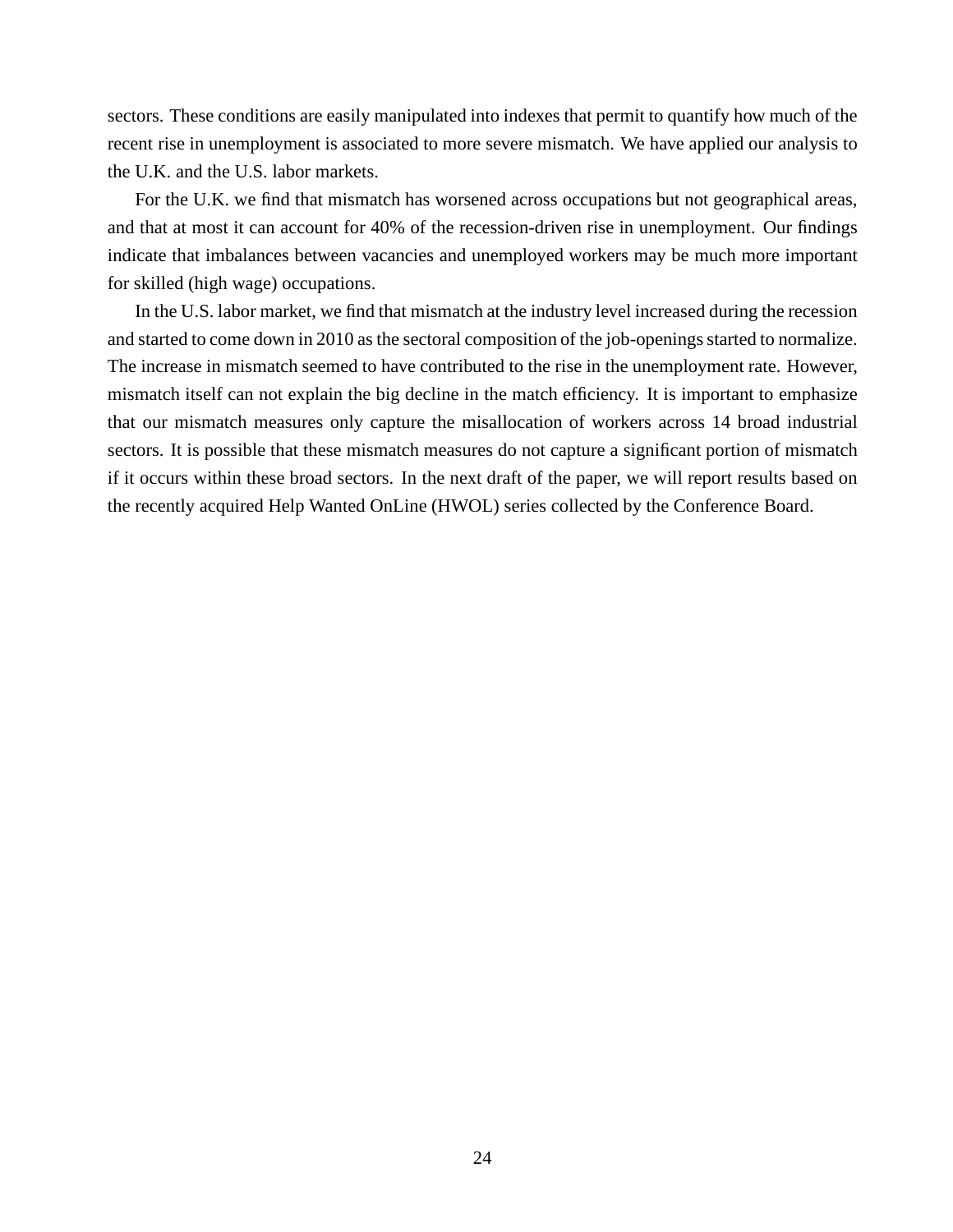sectors. These conditions are easily manipulated into indexes that permit to quantify how much of the recent rise in unemployment is associated to more severe mismatch. We have applied our analysis to the U.K. and the U.S. labor markets.

For the U.K. we find that mismatch has worsened across occupations but not geographical areas, and that at most it can account for 40% of the recession-driven rise in unemployment. Our findings indicate that imbalances between vacancies and unemployed workers may be much more important for skilled (high wage) occupations.

In the U.S. labor market, we find that mismatch at the industry level increased during the recession and started to come down in 2010 as the sectoral composition of the job-openings started to normalize. The increase in mismatch seemed to have contributed to the rise in the unemployment rate. However, mismatch itself can not explain the big decline in the match efficiency. It is important to emphasize that our mismatch measures only capture the misallocation of workers across 14 broad industrial sectors. It is possible that these mismatch measures do not capture a significant portion of mismatch if it occurs within these broad sectors. In the next draft of the paper, we will report results based on the recently acquired Help Wanted OnLine (HWOL) series collected by the Conference Board.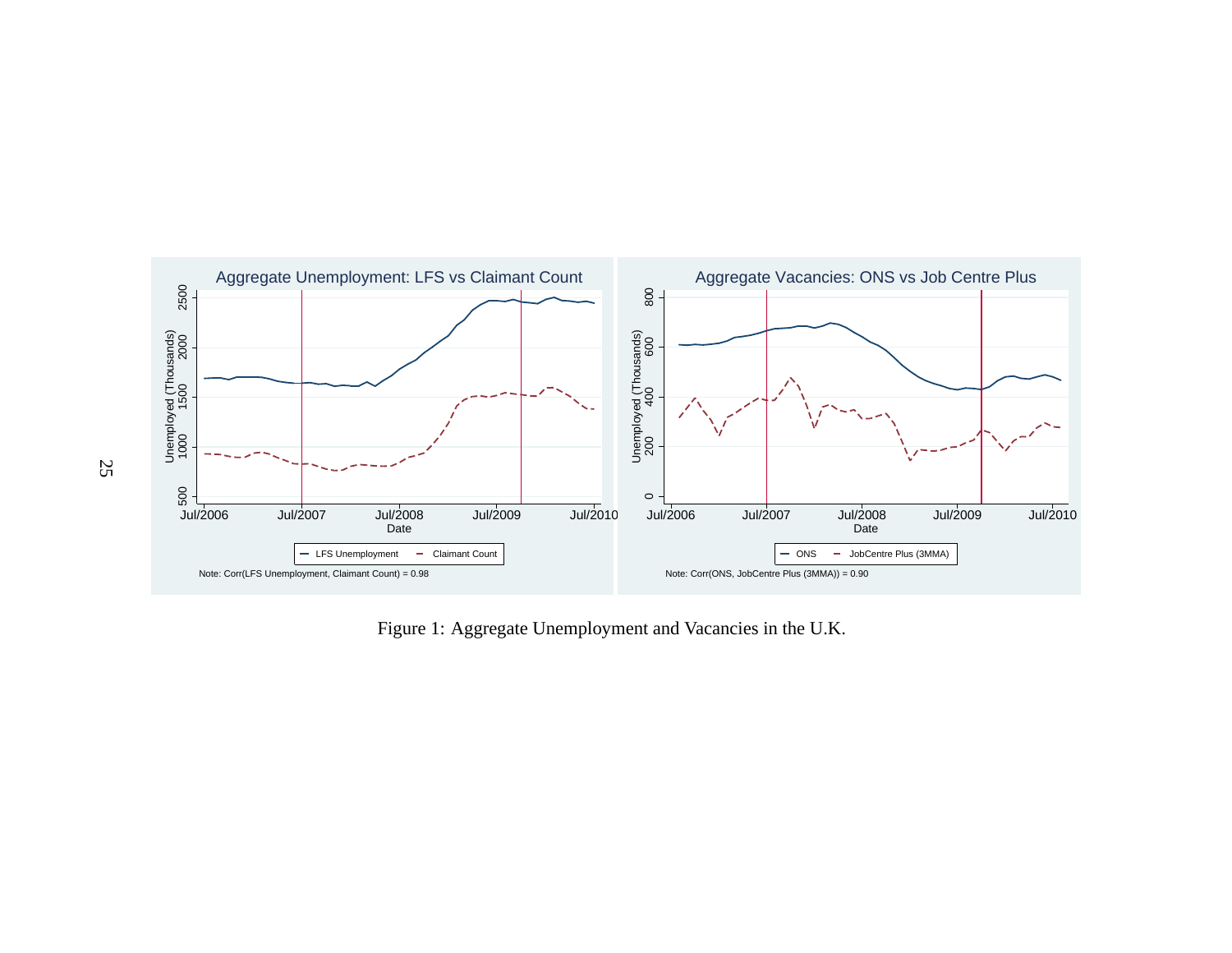Aggregate Unemployment: LFS vs Claimant Count

Note: Corr(LFS Unemployment, Claimant Count) = 0.98

Aggregate Vacancies: ONS vs Job Centre Plus

Note: Corr(ONS, JobCentre Plus (3MMA)) = 0.90

Figure 1: Aggregate Unemployment and Vacancies in the U.K.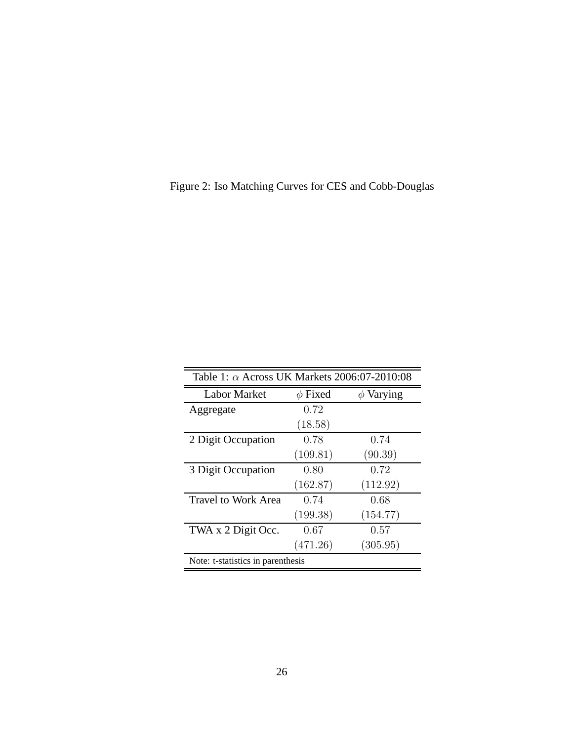Figure 2: Iso Matching Curves for CES and Cobb-Douglas

Table 1: $\alpha$ Across UK Markets 2006:07-2010:08

| Labor Market | $\phi$ Fixed | $\phi$ Varying |
|---|---|---|
| Aggregate | $0.72$ | |
| | $(18.58)$ | |
| 2 Digit Occupation | $0.78$ | $0.74$ |
| | $(109.81)$ | $(90.39)$ |
| 3 Digit Occupation | $0.80$ | $0.72$ |
| | $(162.87)$ | $(112.92)$ |
| Travel to Work Area | $0.74$ | $0.68$ |
| | $(199.38)$ | $(154.77)$ |
| TWA x 2 Digit Occ. | $0.67$ | $0.57$ |
| | $(471.26)$ | $(305.95)$ |

Note: t-statistics in parenthesis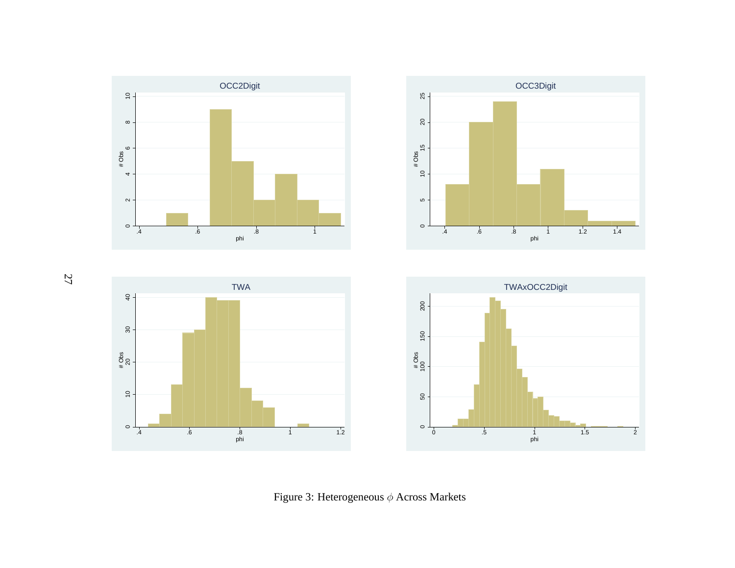Figure 3: Heterogeneous $\phi$ Across Markets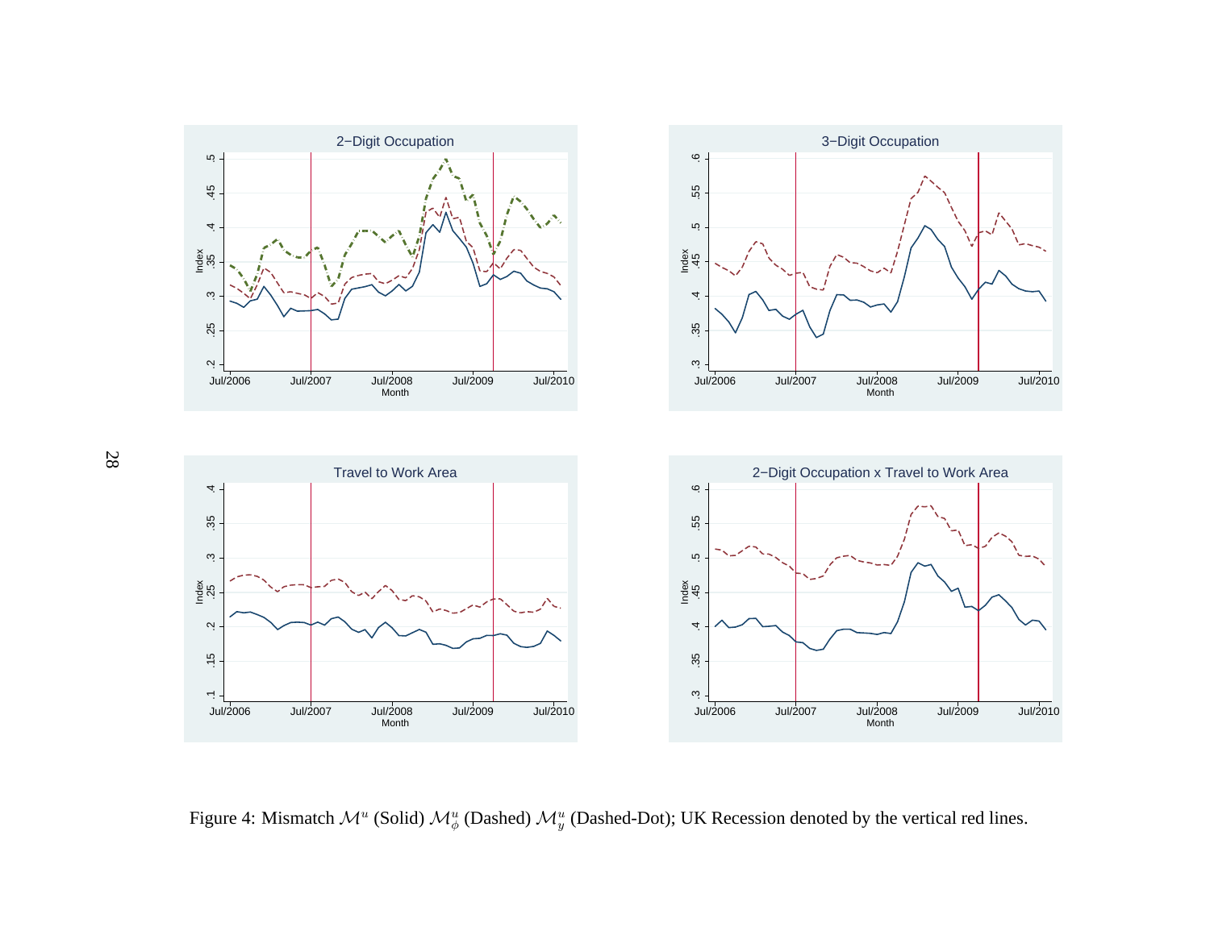Figure 4: Mismatch $\mathcal{M}^u$ (Solid) $\mathcal{M}_\phi^u$ (Dashed) $\mathcal{M}_y^u$ (Dashed-Dot); UK Recession denoted by the vertical red lines.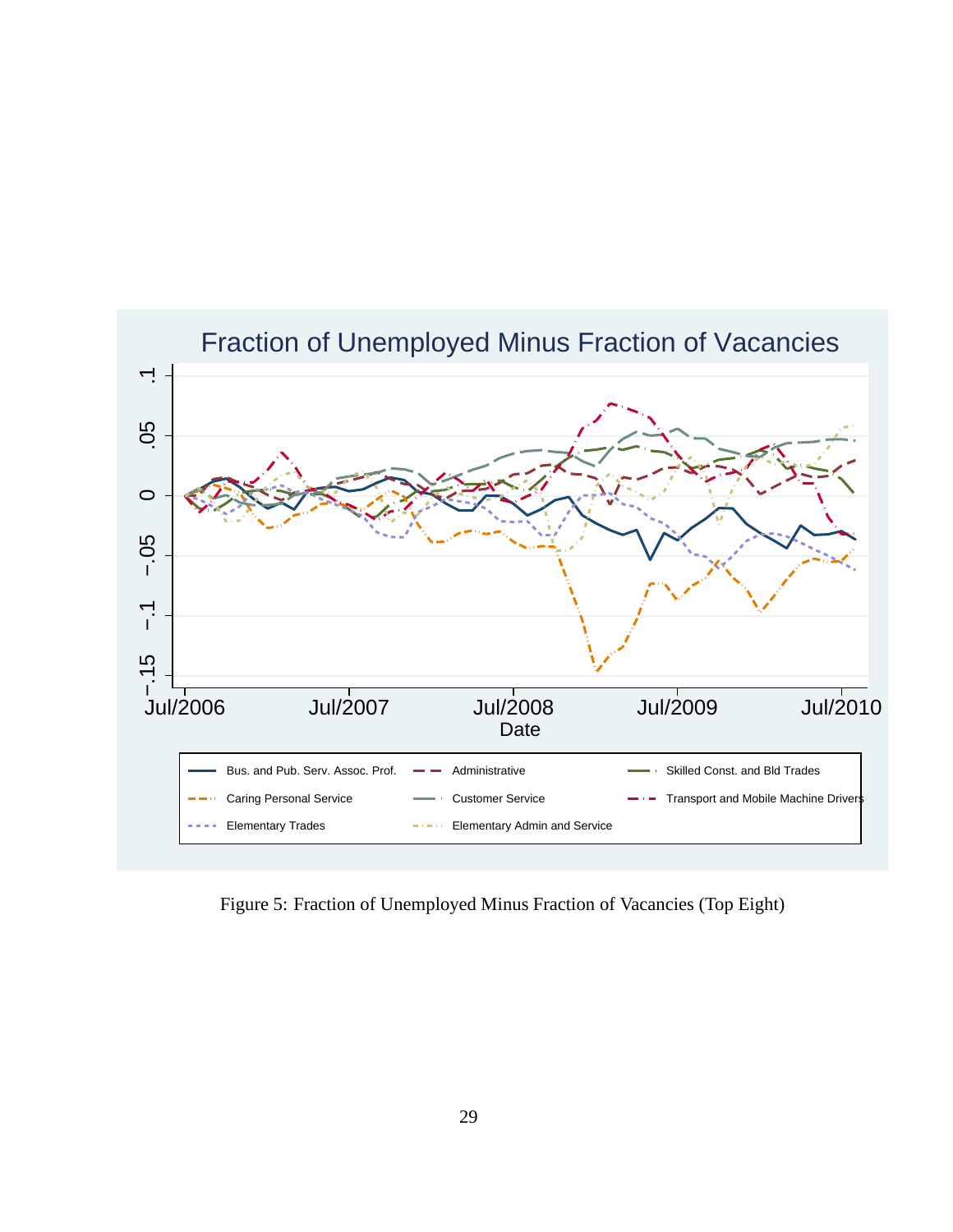Figure 5: Fraction of Unemployed Minus Fraction of Vacancies (Top Eight)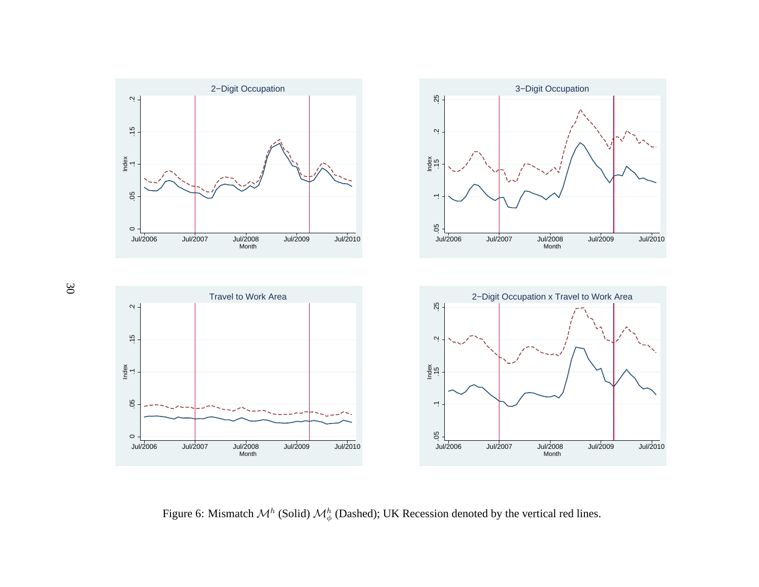Figure 6: Mismatch $\mathcal{M}^h$ (Solid) $\mathcal{M}^h_\phi$ (Dashed); UK Recession denoted by the vertical red lines.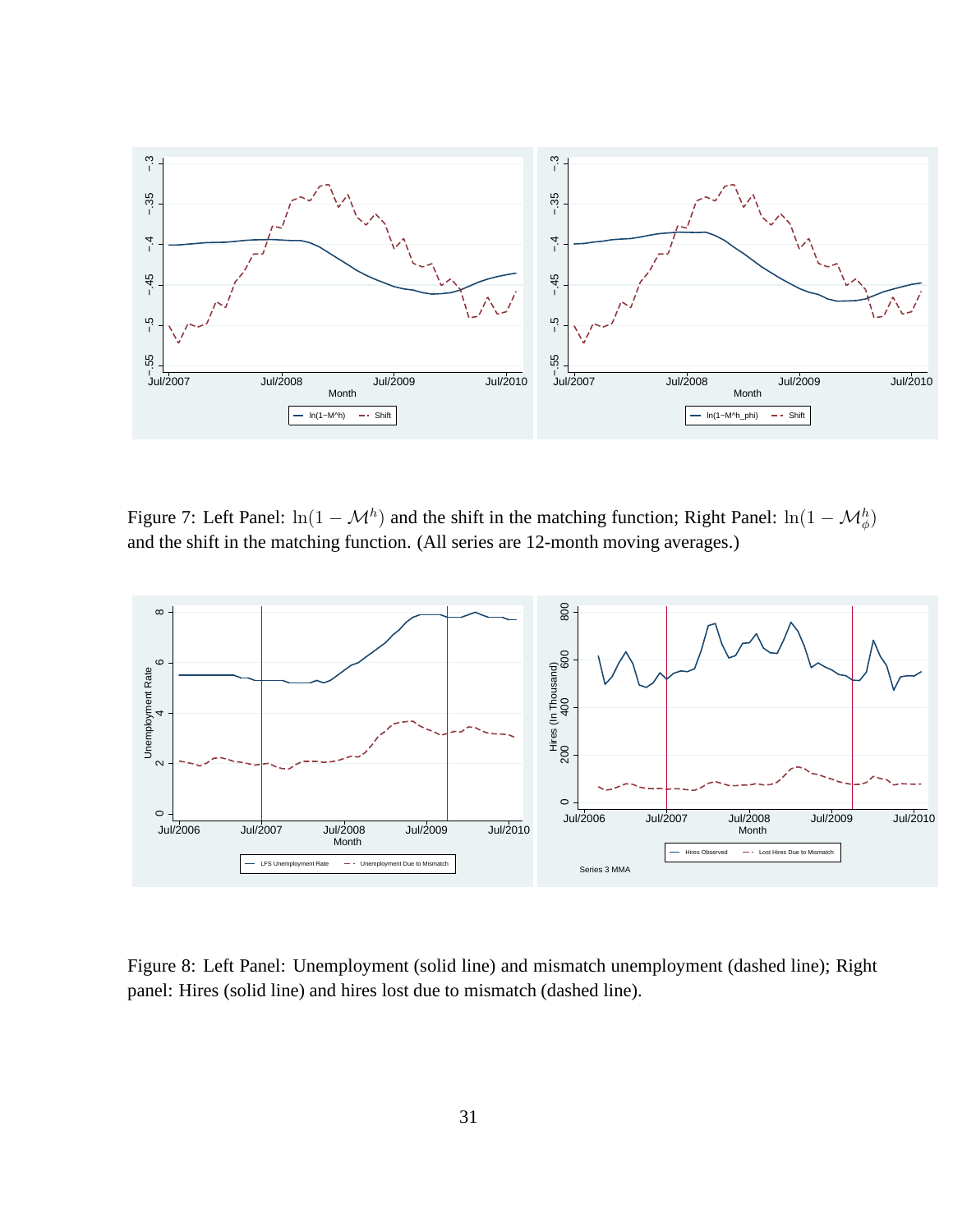Figure 7: Left Panel: $\ln(1 - \mathcal{M}^h)$ and the shift in the matching function; Right Panel: $\ln(1 - \mathcal{M}^h_\phi)$ and the shift in the matching function. (All series are 12-month moving averages.)

Figure 8: Left Panel: Unemployment (solid line) and mismatch unemployment (dashed line); Right panel: Hires (solid line) and hires lost due to mismatch (dashed line).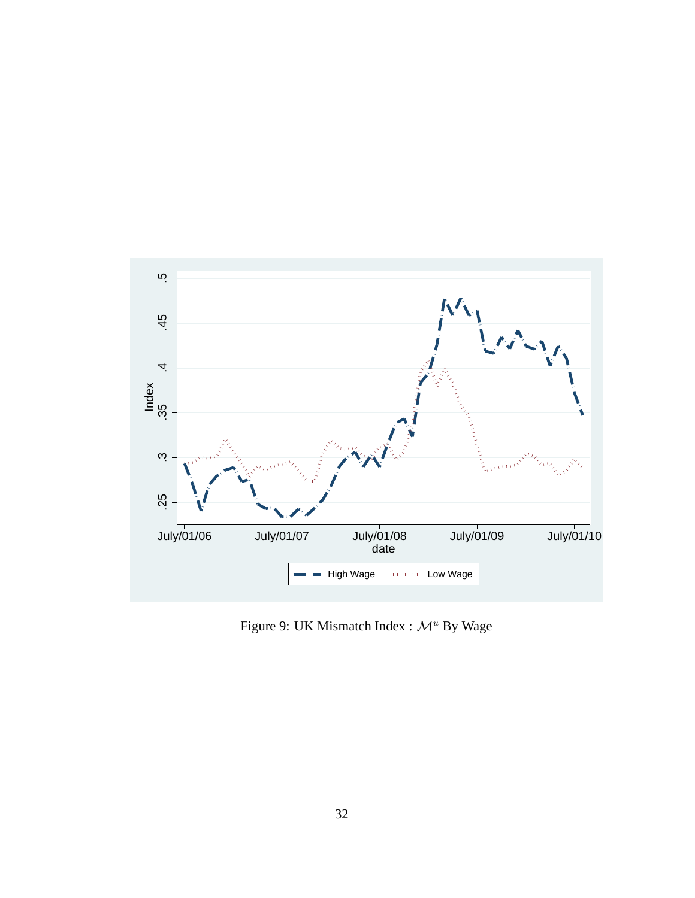Figure 9: UK Mismatch Index : $\mathcal{M}^u$ By Wage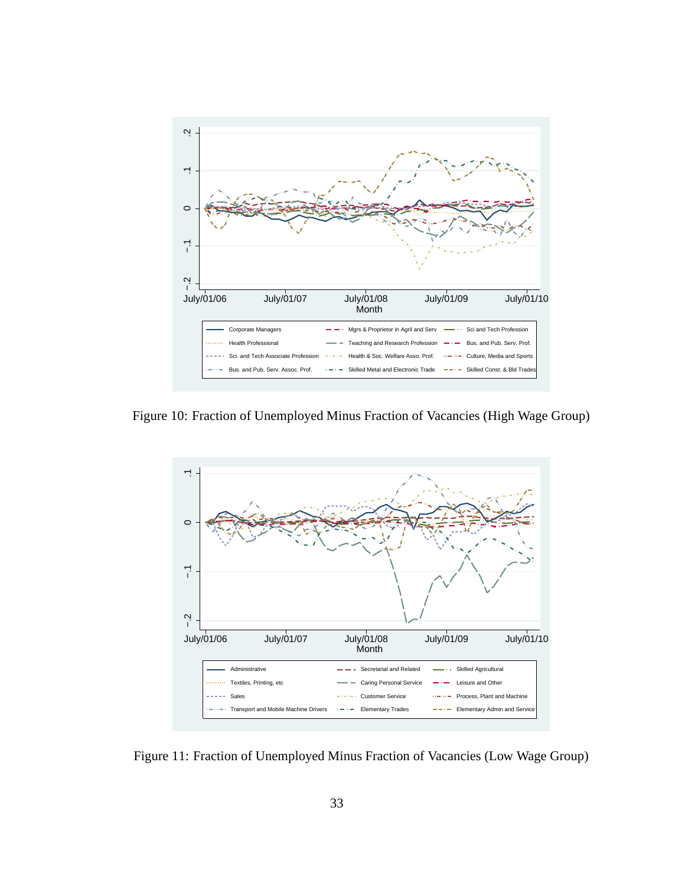Figure 10: Fraction of Unemployed Minus Fraction of Vacancies (High Wage Group)

Figure 11: Fraction of Unemployed Minus Fraction of Vacancies (Low Wage Group)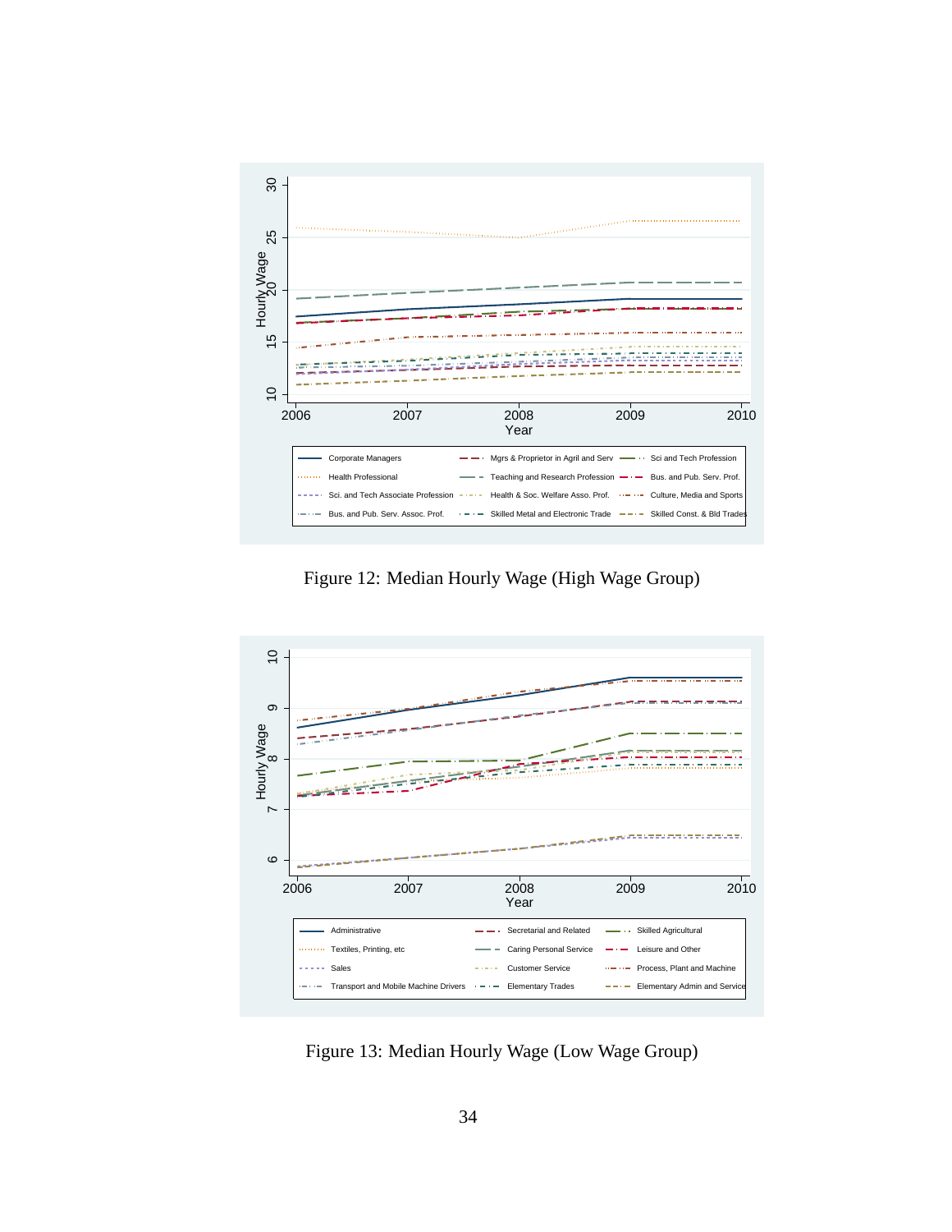Figure 12: Median Hourly Wage (High Wage Group)

Figure 13: Median Hourly Wage (Low Wage Group)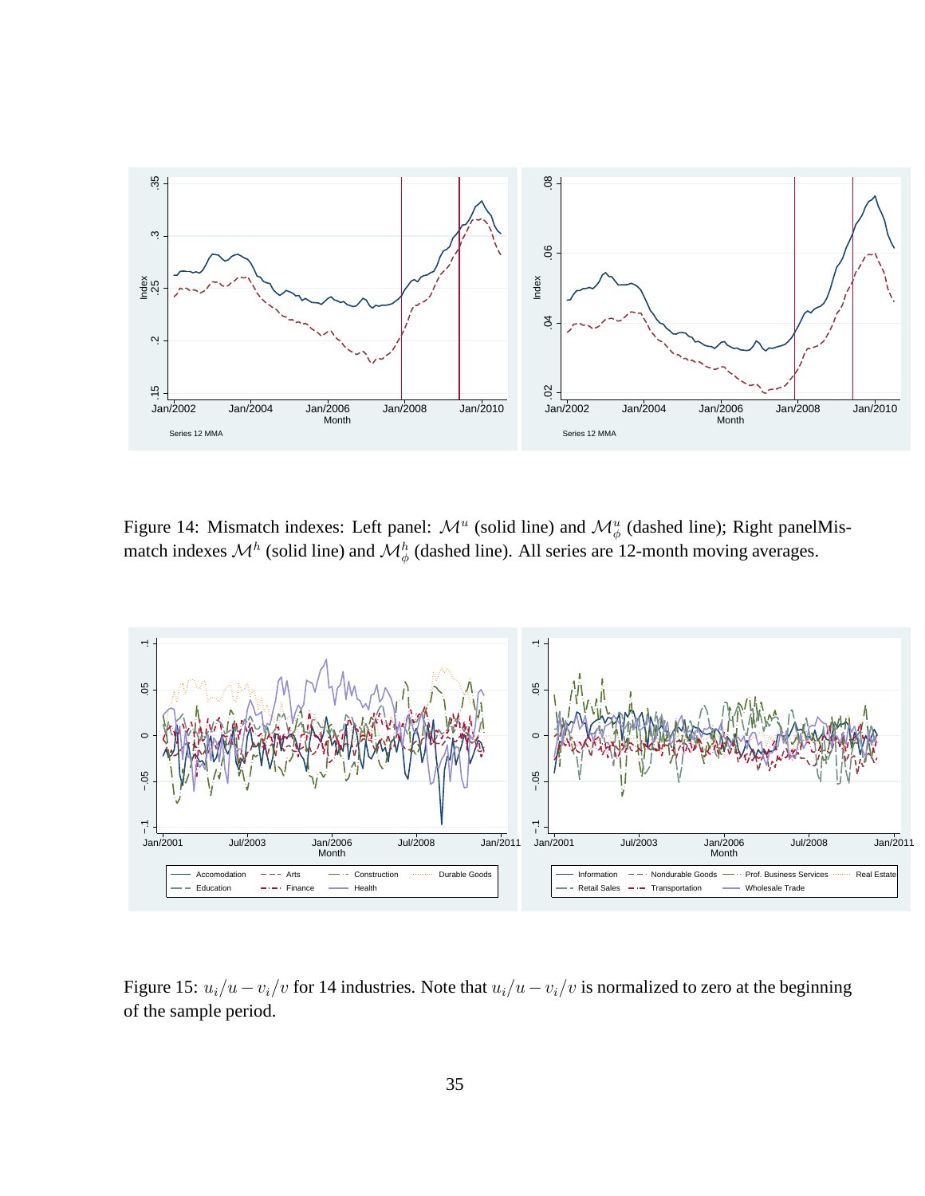Figure 14: Mismatch indexes: Left panel: $\mathcal{M}^u$ (solid line) and $\mathcal{M}^u_\phi$ (dashed line); Right panelMismatch indexes $\mathcal{M}^h$ (solid line) and $\mathcal{M}^h_\phi$ (dashed line). All series are 12-month moving averages.

Figure 15: $u_i/u - v_i/v$ for 14 industries. Note that $u_i/u - v_i/v$ is normalized to zero at the beginning of the sample period.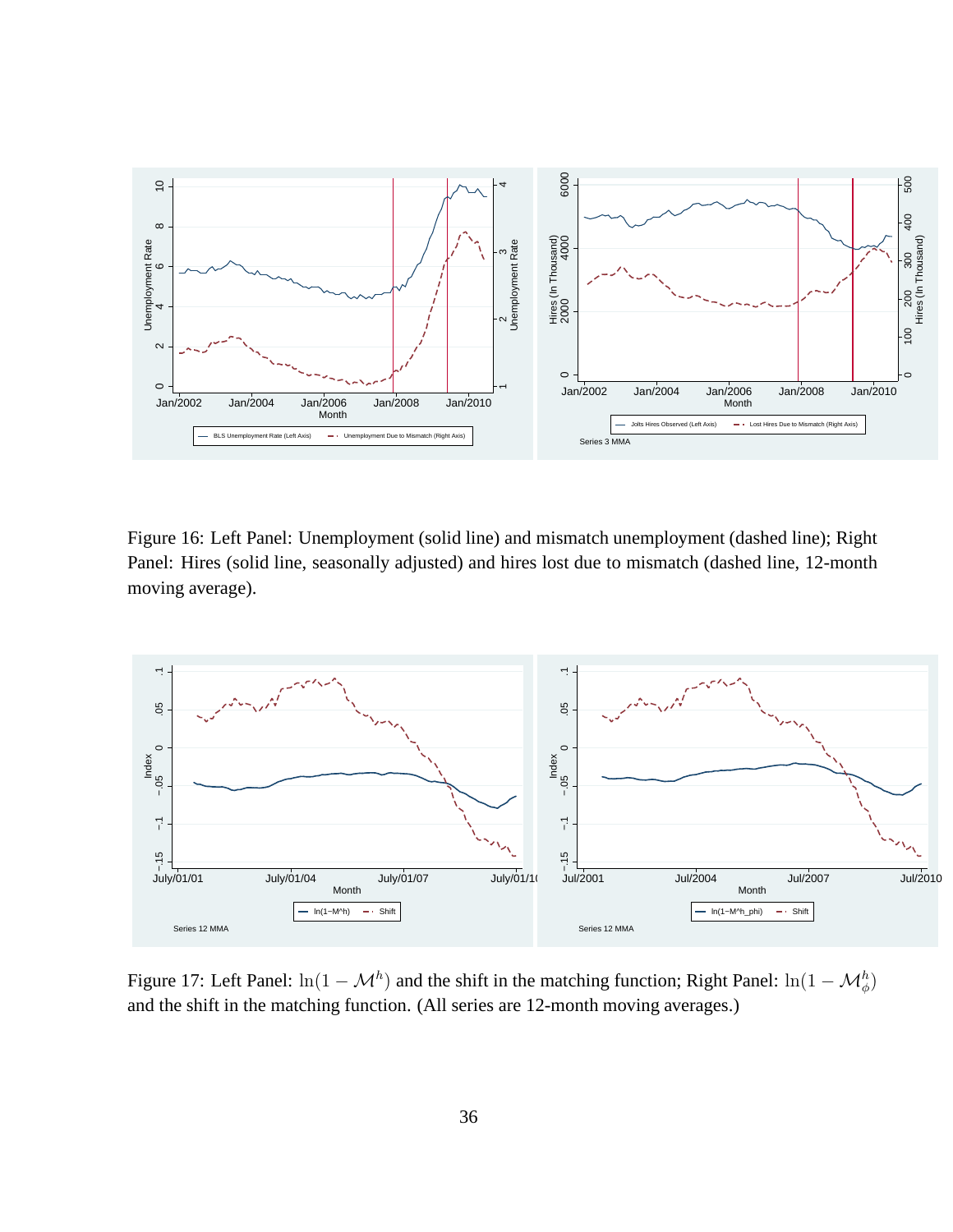Figure 16: Left Panel: Unemployment (solid line) and mismatch unemployment (dashed line); Right Panel: Hires (solid line, seasonally adjusted) and hires lost due to mismatch (dashed line, 12-month moving average).

Figure 17: Left Panel: $\ln(1 - \mathcal{M}^h)$ and the shift in the matching function; Right Panel: $\ln(1 - \mathcal{M}^h_\phi)$ and the shift in the matching function. (All series are 12-month moving averages.)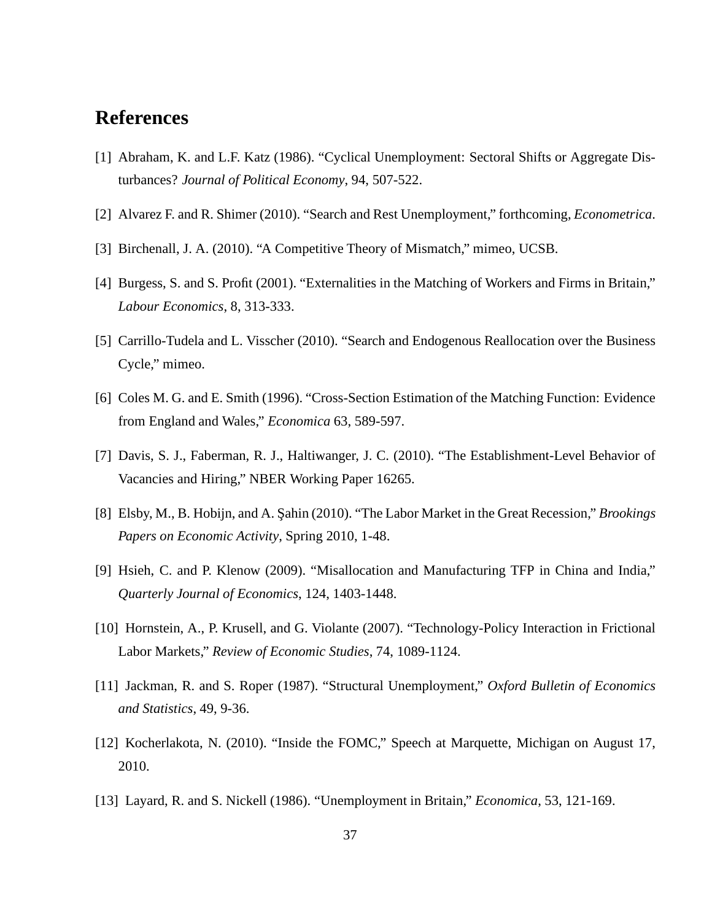# References

[1] Abraham, K. and L.F. Katz (1986). "Cyclical Unemployment: Sectoral Shifts or Aggregate Disturbances? *Journal of Political Economy*, 94, 507-522.

[2] Alvarez F. and R. Shimer (2010). "Search and Rest Unemployment," forthcoming, *Econometrica*.

[3] Birchenall, J. A. (2010). "A Competitive Theory of Mismatch," mimeo, UCSB.

[4] Burgess, S. and S. Profit (2001). "Externalities in the Matching of Workers and Firms in Britain," *Labour Economics*, 8, 313-333.

[5] Carrillo-Tudela and L. Visscher (2010). "Search and Endogenous Reallocation over the Business Cycle," mimeo.

[6] Coles M. G. and E. Smith (1996). "Cross-Section Estimation of the Matching Function: Evidence from England and Wales," *Economica* 63, 589-597.

[7] Davis, S. J., Faberman, R. J., Haltiwanger, J. C. (2010). "The Establishment-Level Behavior of Vacancies and Hiring," NBER Working Paper 16265.

[8] Elsby, M., B. Hobijn, and A. Şahin (2010). "The Labor Market in the Great Recession," *Brookings Papers on Economic Activity*, Spring 2010, 1-48.

[9] Hsieh, C. and P. Klenow (2009). "Misallocation and Manufacturing TFP in China and India," *Quarterly Journal of Economics*, 124, 1403-1448.

[10] Hornstein, A., P. Krusell, and G. Violante (2007). "Technology-Policy Interaction in Frictional Labor Markets," *Review of Economic Studies*, 74, 1089-1124.

[11] Jackman, R. and S. Roper (1987). "Structural Unemployment," *Oxford Bulletin of Economics and Statistics*, 49, 9-36.

[12] Kocherlakota, N. (2010). "Inside the FOMC," Speech at Marquette, Michigan on August 17, 2010.

[13] Layard, R. and S. Nickell (1986). "Unemployment in Britain," *Economica*, 53, 121-169.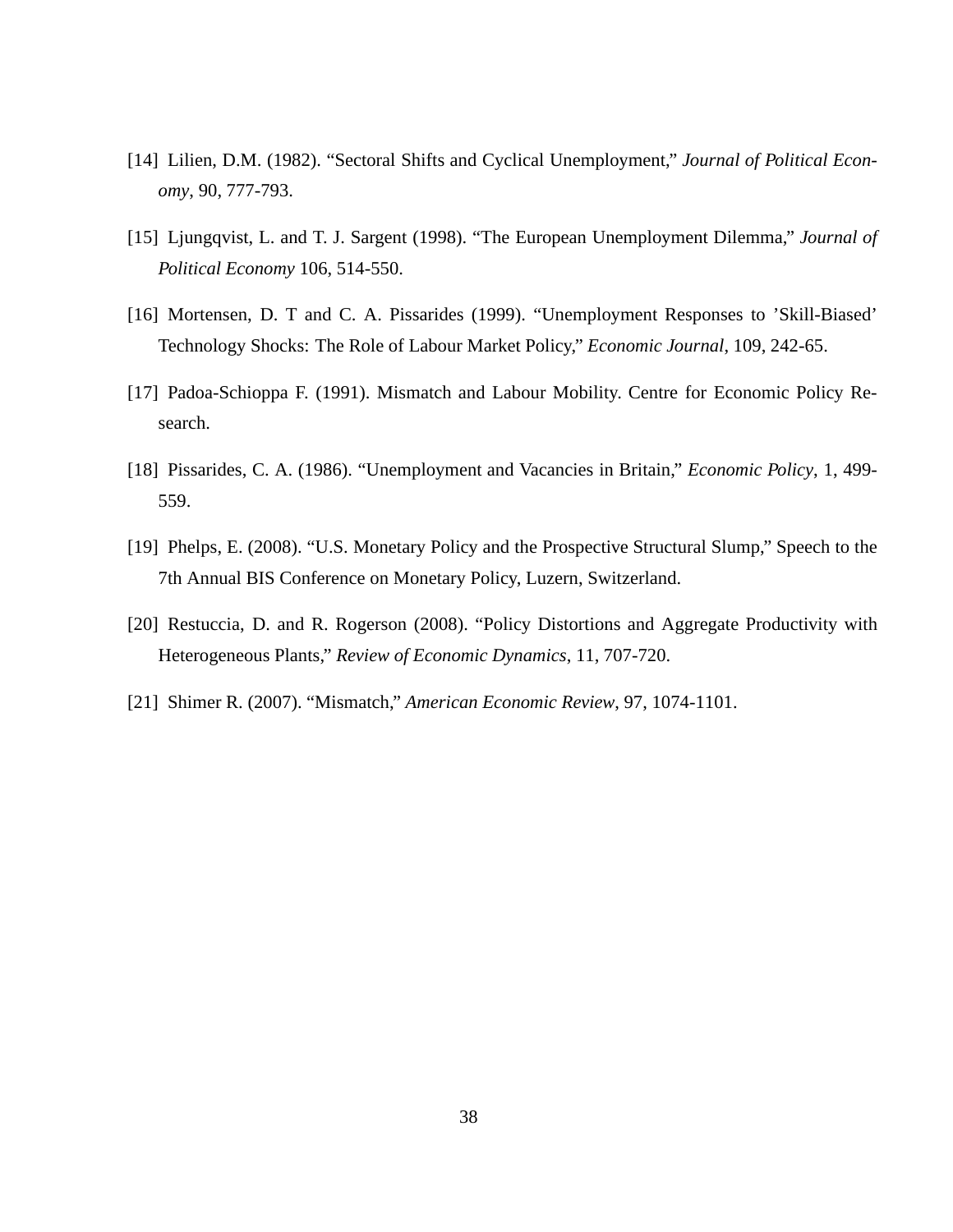[14] Lilien, D.M. (1982). "Sectoral Shifts and Cyclical Unemployment," *Journal of Political Economy*, 90, 777-793.

[15] Ljungqvist, L. and T. J. Sargent (1998). "The European Unemployment Dilemma," *Journal of Political Economy* 106, 514-550.

[16] Mortensen, D. T and C. A. Pissarides (1999). "Unemployment Responses to 'Skill-Biased' Technology Shocks: The Role of Labour Market Policy," *Economic Journal*, 109, 242-65.

[17] Padoa-Schioppa F. (1991). Mismatch and Labour Mobility. Centre for Economic Policy Research.

[18] Pissarides, C. A. (1986). "Unemployment and Vacancies in Britain," *Economic Policy*, 1, 499-559.

[19] Phelps, E. (2008). "U.S. Monetary Policy and the Prospective Structural Slump," Speech to the 7th Annual BIS Conference on Monetary Policy, Luzern, Switzerland.

[20] Restuccia, D. and R. Rogerson (2008). "Policy Distortions and Aggregate Productivity with Heterogeneous Plants," *Review of Economic Dynamics*, 11, 707-720.

[21] Shimer R. (2007). "Mismatch," *American Economic Review*, 97, 1074-1101.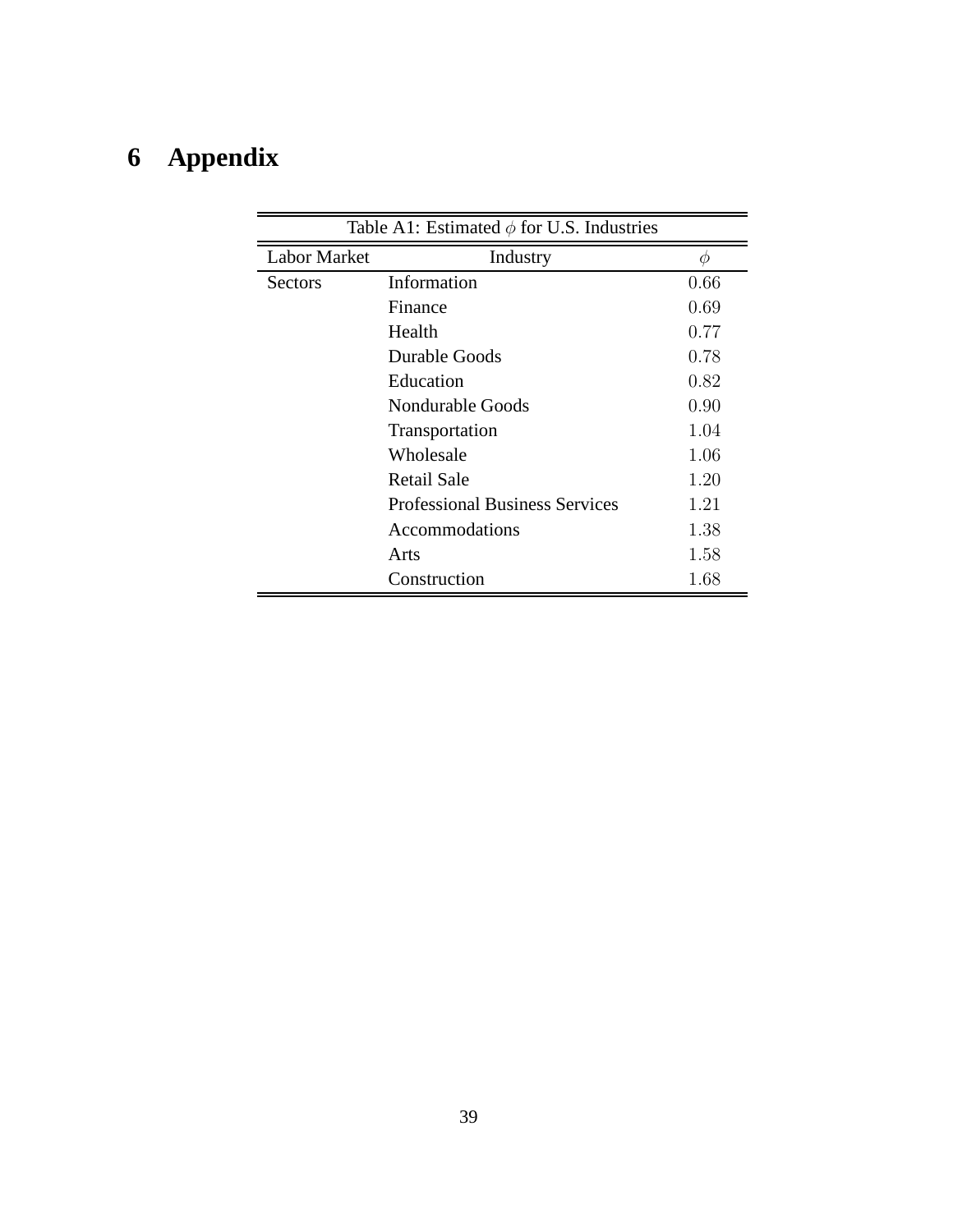# 6 Appendix

Table A1: Estimated $\phi$ for U.S. Industries

| Labor Market | Industry | $\phi$ |
|---|---|---|
| Sectors | Information | 0.66 |
| | Finance | 0.69 |
| | Health | 0.77 |
| | Durable Goods | 0.78 |
| | Education | 0.82 |
| | Nondurable Goods | 0.90 |
| | Transportation | 1.04 |
| | Wholesale | 1.06 |
| | Retail Sale | 1.20 |
| | Professional Business Services | 1.21 |
| | Accommodations | 1.38 |
| | Arts | 1.58 |
| | Construction | 1.68 |